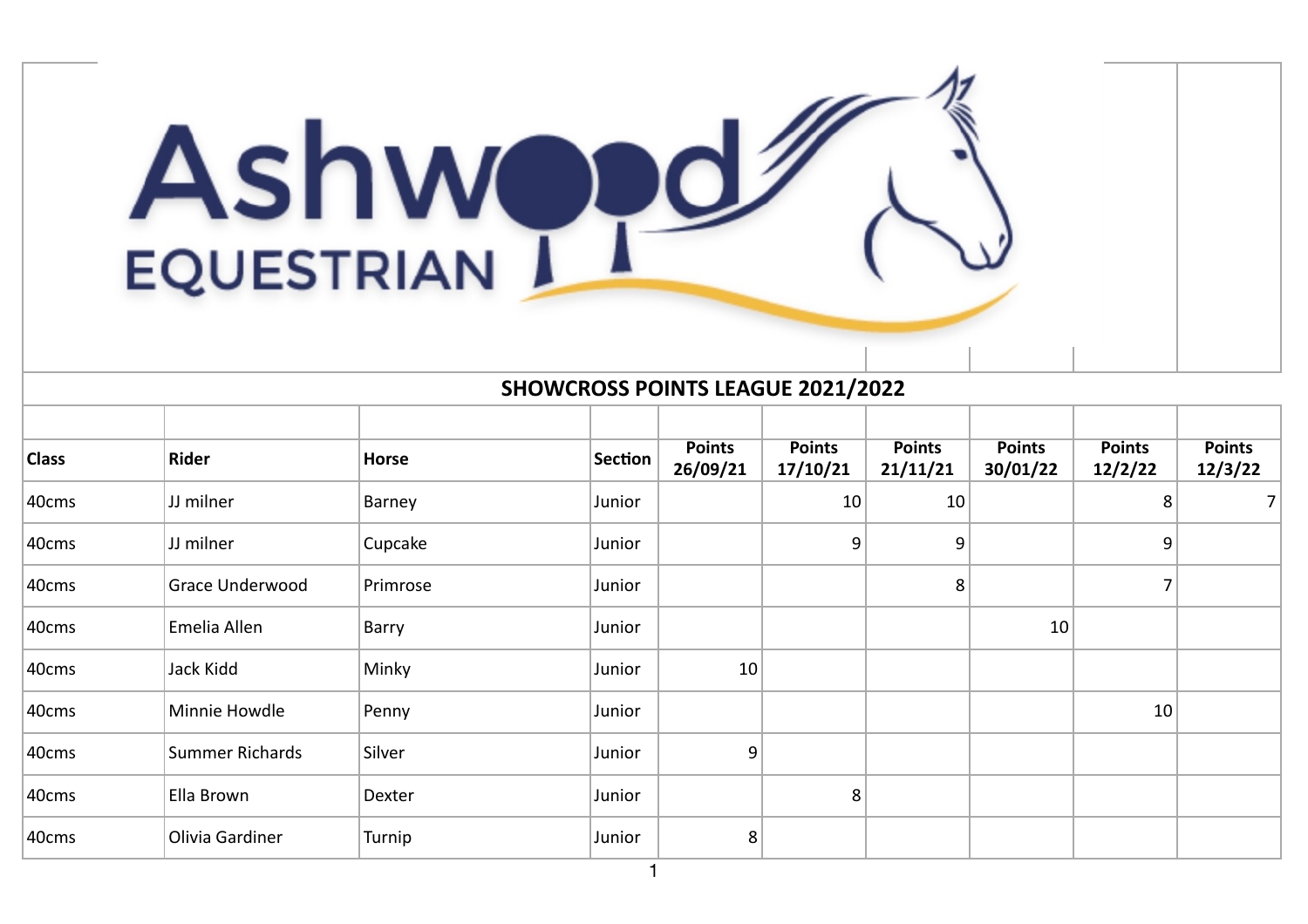Ashwood EQUESTRIAN

## SHOWCROSS POINTS LEAGUE 2021/2022

| Class | Rider | Horse | Section | Points 26/09/21 | Points 17/10/21 | Points 21/11/21 | Points 30/01/22 | Points 12/2/22 | Points 12/3/22 |
|---|---|---|---|---|---|---|---|---|---|
| 40cms | JJ milner | Barney | Junior | | 10 | 10 | | 8 | 7 |
| 40cms | JJ milner | Cupcake | Junior | | 9 | 9 | | 9 | |
| 40cms | Grace Underwood | Primrose | Junior | | | 8 | | 7 | |
| 40cms | Emelia Allen | Barry | Junior | | | | 10 | | |
| 40cms | Jack Kidd | Minky | Junior | 10 | | | | | |
| 40cms | Minnie Howdle | Penny | Junior | | | | | 10 | |
| 40cms | Summer Richards | Silver | Junior | 9 | | | | | |
| 40cms | Ella Brown | Dexter | Junior | | 8 | | | | |
| 40cms | Olivia Gardiner | Turnip | Junior | 8 | | | | | |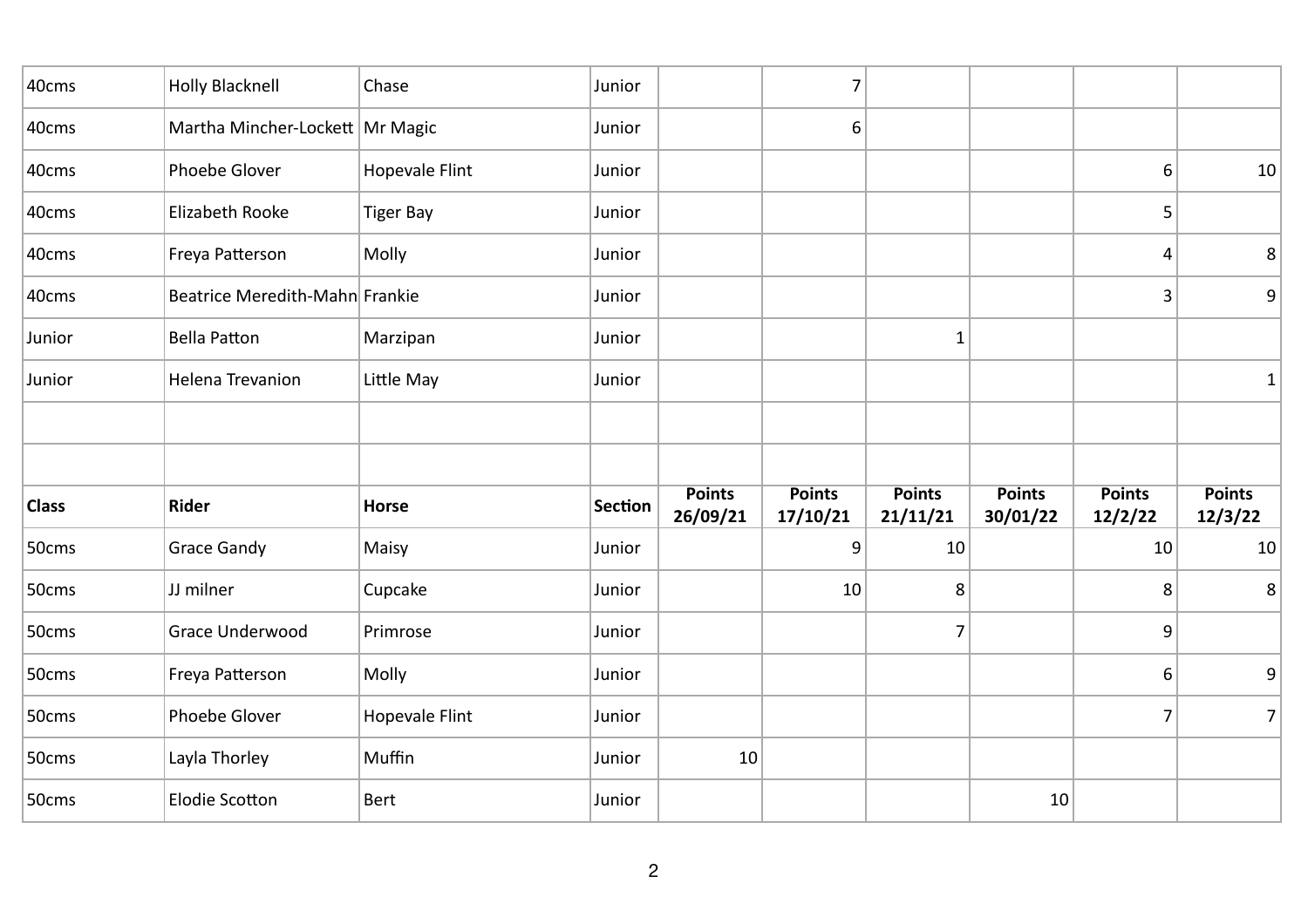| 40cms | Holly Blacknell | Chase | Junior | | 7 | | | | |
|---|---|---|---|---|---|---|---|---|---|
| 40cms | Martha Mincher-Lockett | Mr Magic | Junior | | 6 | | | | |
| 40cms | Phoebe Glover | Hopevale Flint | Junior | | | | | 6 | 10 |
| 40cms | Elizabeth Rooke | Tiger Bay | Junior | | | | | 5 | |
| 40cms | Freya Patterson | Molly | Junior | | | | | 4 | 8 |
| 40cms | Beatrice Meredith-Mahn | Frankie | Junior | | | | | 3 | 9 |
| Junior | Bella Patton | Marzipan | Junior | | | 1 | | | |
| Junior | Helena Trevanion | Little May | Junior | | | | | | 1 |
| | | | | | | | | | |
| | | | | | | | | | |
| **Class** | **Rider** | **Horse** | **Section** | **Points 26/09/21** | **Points 17/10/21** | **Points 21/11/21** | **Points 30/01/22** | **Points 12/2/22** | **Points 12/3/22** |
| 50cms | Grace Gandy | Maisy | Junior | | 9 | 10 | | 10 | 10 |
| 50cms | JJ milner | Cupcake | Junior | | 10 | 8 | | 8 | 8 |
| 50cms | Grace Underwood | Primrose | Junior | | | 7 | | 9 | |
| 50cms | Freya Patterson | Molly | Junior | | | | | 6 | 9 |
| 50cms | Phoebe Glover | Hopevale Flint | Junior | | | | | 7 | 7 |
| 50cms | Layla Thorley | Muffin | Junior | 10 | | | | | |
| 50cms | Elodie Scotton | Bert | Junior | | | | 10 | | |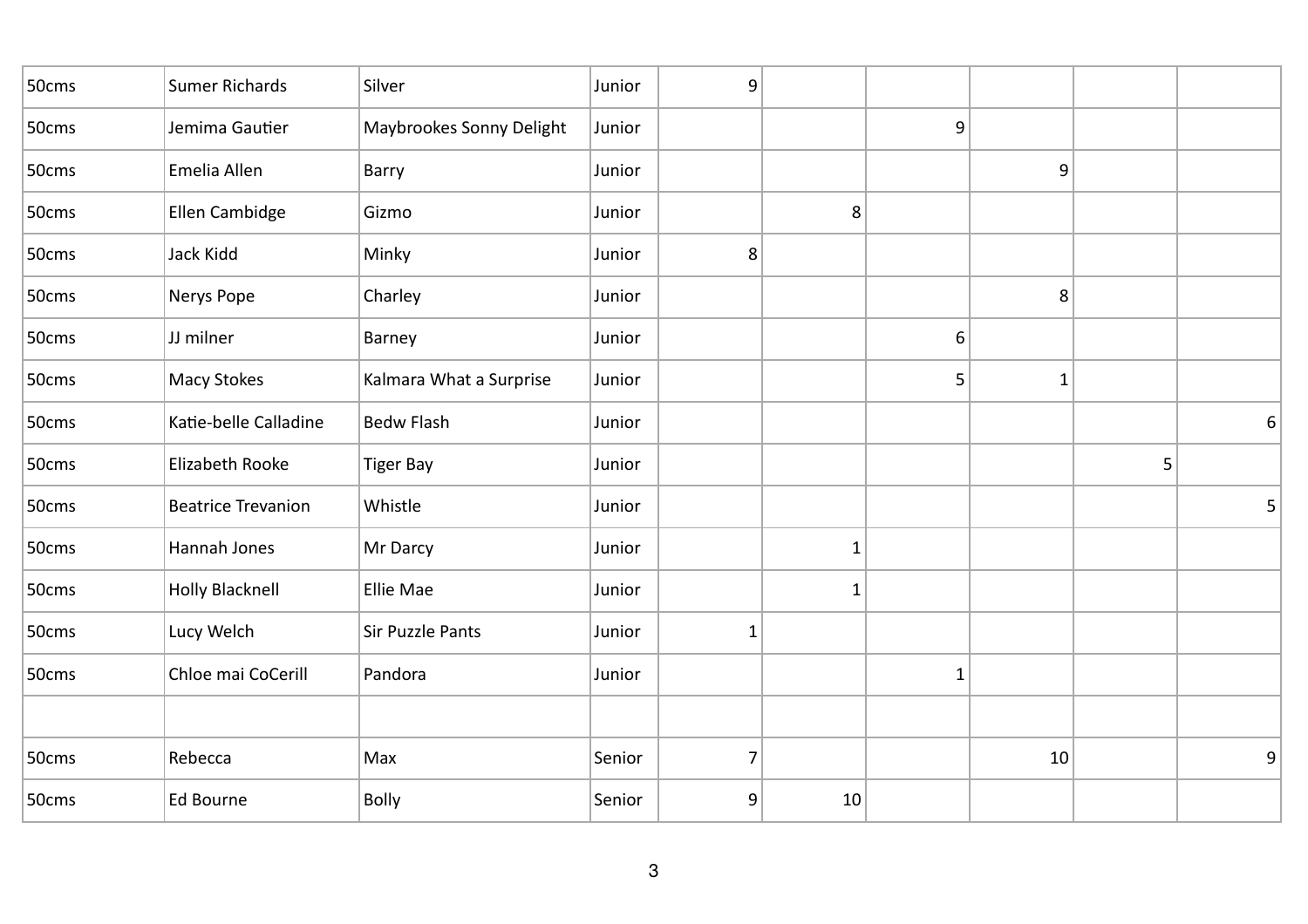| | | | | | | | | | |
|---|---|---|---|---|---|---|---|---|---|
| 50cms | Sumer Richards | Silver | Junior | 9 | | | | | |
| 50cms | Jemima Gautier | Maybrookes Sonny Delight | Junior | | | 9 | | | |
| 50cms | Emelia Allen | Barry | Junior | | | | 9 | | |
| 50cms | Ellen Cambidge | Gizmo | Junior | | 8 | | | | |
| 50cms | Jack Kidd | Minky | Junior | 8 | | | | | |
| 50cms | Nerys Pope | Charley | Junior | | | | 8 | | |
| 50cms | JJ milner | Barney | Junior | | | 6 | | | |
| 50cms | Macy Stokes | Kalmara What a Surprise | Junior | | | 5 | 1 | | |
| 50cms | Katie-belle Calladine | Bedw Flash | Junior | | | | | | 6 |
| 50cms | Elizabeth Rooke | Tiger Bay | Junior | | | | | 5 | |
| 50cms | Beatrice Trevanion | Whistle | Junior | | | | | | 5 |
| 50cms | Hannah Jones | Mr Darcy | Junior | | 1 | | | | |
| 50cms | Holly Blacknell | Ellie Mae | Junior | | 1 | | | | |
| 50cms | Lucy Welch | Sir Puzzle Pants | Junior | 1 | | | | | |
| 50cms | Chloe mai CoCerill | Pandora | Junior | | | 1 | | | |
| | | | | | | | | | |
| 50cms | Rebecca | Max | Senior | 7 | | | 10 | | 9 |
| 50cms | Ed Bourne | Bolly | Senior | 9 | 10 | | | | |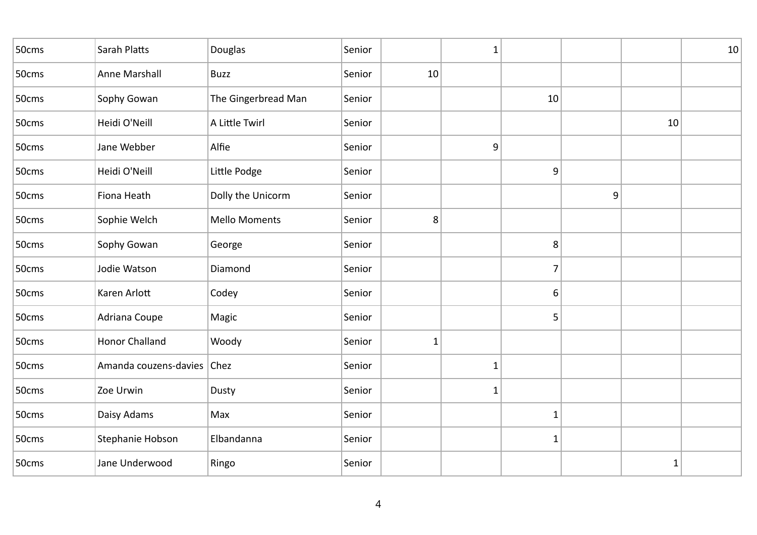| | | | | | | | | | |
|---|---|---|---|---|---|---|---|---|---|
| 50cms | Sarah Platts | Douglas | Senior | | 1 | | | | 10 |
| 50cms | Anne Marshall | Buzz | Senior | 10 | | | | | |
| 50cms | Sophy Gowan | The Gingerbread Man | Senior | | | 10 | | | |
| 50cms | Heidi O'Neill | A Little Twirl | Senior | | | | | 10 | |
| 50cms | Jane Webber | Alfie | Senior | | 9 | | | | |
| 50cms | Heidi O'Neill | Little Podge | Senior | | | 9 | | | |
| 50cms | Fiona Heath | Dolly the Unicorm | Senior | | | | 9 | | |
| 50cms | Sophie Welch | Mello Moments | Senior | 8 | | | | | |
| 50cms | Sophy Gowan | George | Senior | | | 8 | | | |
| 50cms | Jodie Watson | Diamond | Senior | | | 7 | | | |
| 50cms | Karen Arlott | Codey | Senior | | | 6 | | | |
| 50cms | Adriana Coupe | Magic | Senior | | | 5 | | | |
| 50cms | Honor Challand | Woody | Senior | 1 | | | | | |
| 50cms | Amanda couzens-davies | Chez | Senior | | 1 | | | | |
| 50cms | Zoe Urwin | Dusty | Senior | | 1 | | | | |
| 50cms | Daisy Adams | Max | Senior | | | 1 | | | |
| 50cms | Stephanie Hobson | Elbandanna | Senior | | | 1 | | | |
| 50cms | Jane Underwood | Ringo | Senior | | | | | 1 | |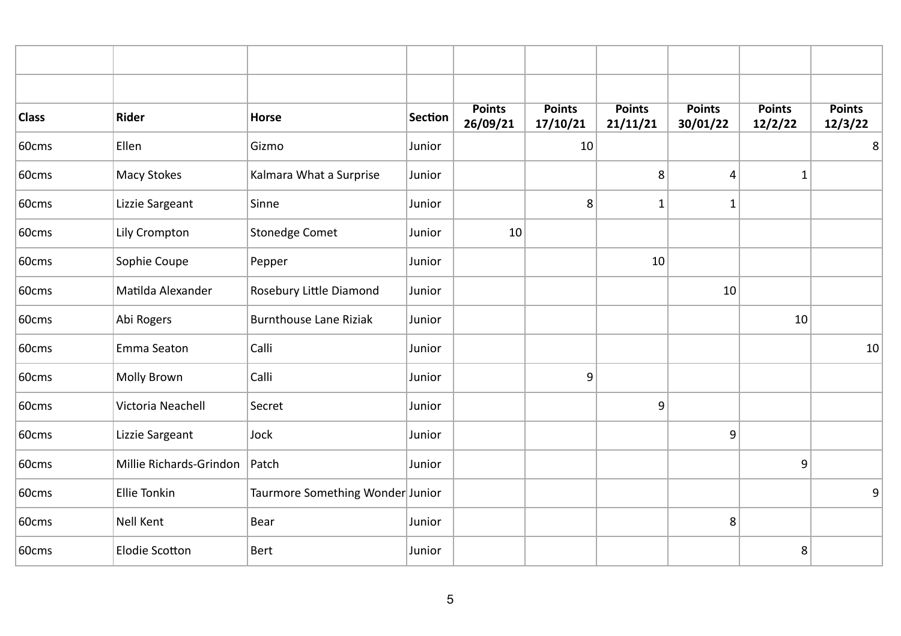| Class | Rider | Horse | Section | Points 26/09/21 | Points 17/10/21 | Points 21/11/21 | Points 30/01/22 | Points 12/2/22 | Points 12/3/22 |
|---|---|---|---|---|---|---|---|---|---|
| 60cms | Ellen | Gizmo | Junior | | 10 | | | | 8 |
| 60cms | Macy Stokes | Kalmara What a Surprise | Junior | | | 8 | 4 | 1 | |
| 60cms | Lizzie Sargeant | Sinne | Junior | | 8 | 1 | 1 | | |
| 60cms | Lily Crompton | Stonedge Comet | Junior | 10 | | | | | |
| 60cms | Sophie Coupe | Pepper | Junior | | | 10 | | | |
| 60cms | Matilda Alexander | Rosebury Little Diamond | Junior | | | | 10 | | |
| 60cms | Abi Rogers | Burnthouse Lane Riziak | Junior | | | | | 10 | |
| 60cms | Emma Seaton | Calli | Junior | | | | | | 10 |
| 60cms | Molly Brown | Calli | Junior | | 9 | | | | |
| 60cms | Victoria Neachell | Secret | Junior | | | 9 | | | |
| 60cms | Lizzie Sargeant | Jock | Junior | | | | 9 | | |
| 60cms | Millie Richards-Grindon | Patch | Junior | | | | | 9 | |
| 60cms | Ellie Tonkin | Taurmore Something Wonder | Junior | | | | | | 9 |
| 60cms | Nell Kent | Bear | Junior | | | | 8 | | |
| 60cms | Elodie Scotton | Bert | Junior | | | | | 8 | |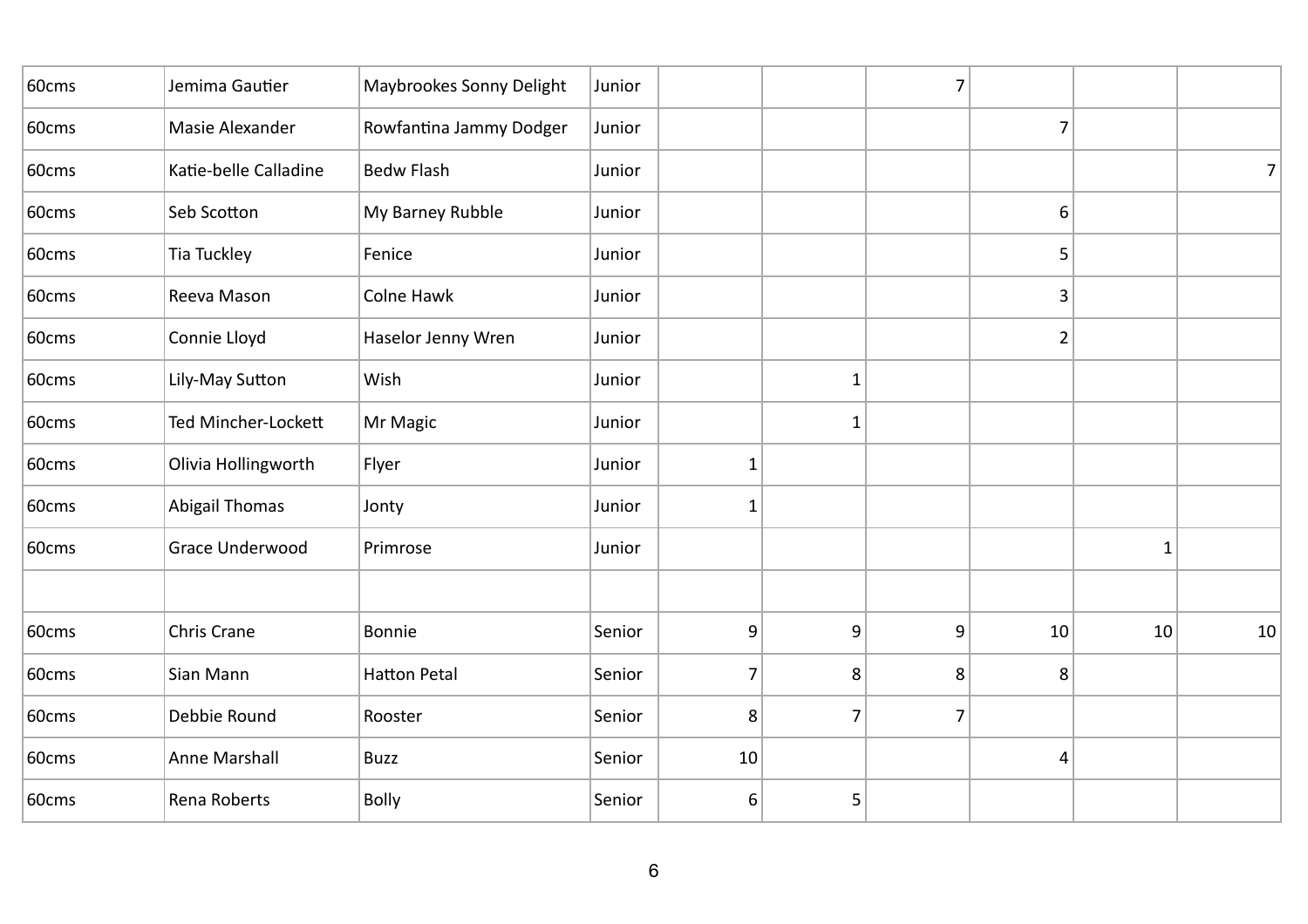| | | | | | | | | | |
|---|---|---|---|---|---|---|---|---|---|
| 60cms | Jemima Gautier | Maybrookes Sonny Delight | Junior | | | 7 | | | |
| 60cms | Masie Alexander | Rowfantina Jammy Dodger | Junior | | | | 7 | | |
| 60cms | Katie-belle Calladine | Bedw Flash | Junior | | | | | | 7 |
| 60cms | Seb Scotton | My Barney Rubble | Junior | | | | 6 | | |
| 60cms | Tia Tuckley | Fenice | Junior | | | | 5 | | |
| 60cms | Reeva Mason | Colne Hawk | Junior | | | | 3 | | |
| 60cms | Connie Lloyd | Haselor Jenny Wren | Junior | | | | 2 | | |
| 60cms | Lily-May Sutton | Wish | Junior | | 1 | | | | |
| 60cms | Ted Mincher-Lockett | Mr Magic | Junior | | 1 | | | | |
| 60cms | Olivia Hollingworth | Flyer | Junior | 1 | | | | | |
| 60cms | Abigail Thomas | Jonty | Junior | 1 | | | | | |
| 60cms | Grace Underwood | Primrose | Junior | | | | | 1 | |
| | | | | | | | | | |
| 60cms | Chris Crane | Bonnie | Senior | 9 | 9 | 9 | 10 | 10 | 10 |
| 60cms | Sian Mann | Hatton Petal | Senior | 7 | 8 | 8 | 8 | | |
| 60cms | Debbie Round | Rooster | Senior | 8 | 7 | 7 | | | |
| 60cms | Anne Marshall | Buzz | Senior | 10 | | | 4 | | |
| 60cms | Rena Roberts | Bolly | Senior | 6 | 5 | | | | |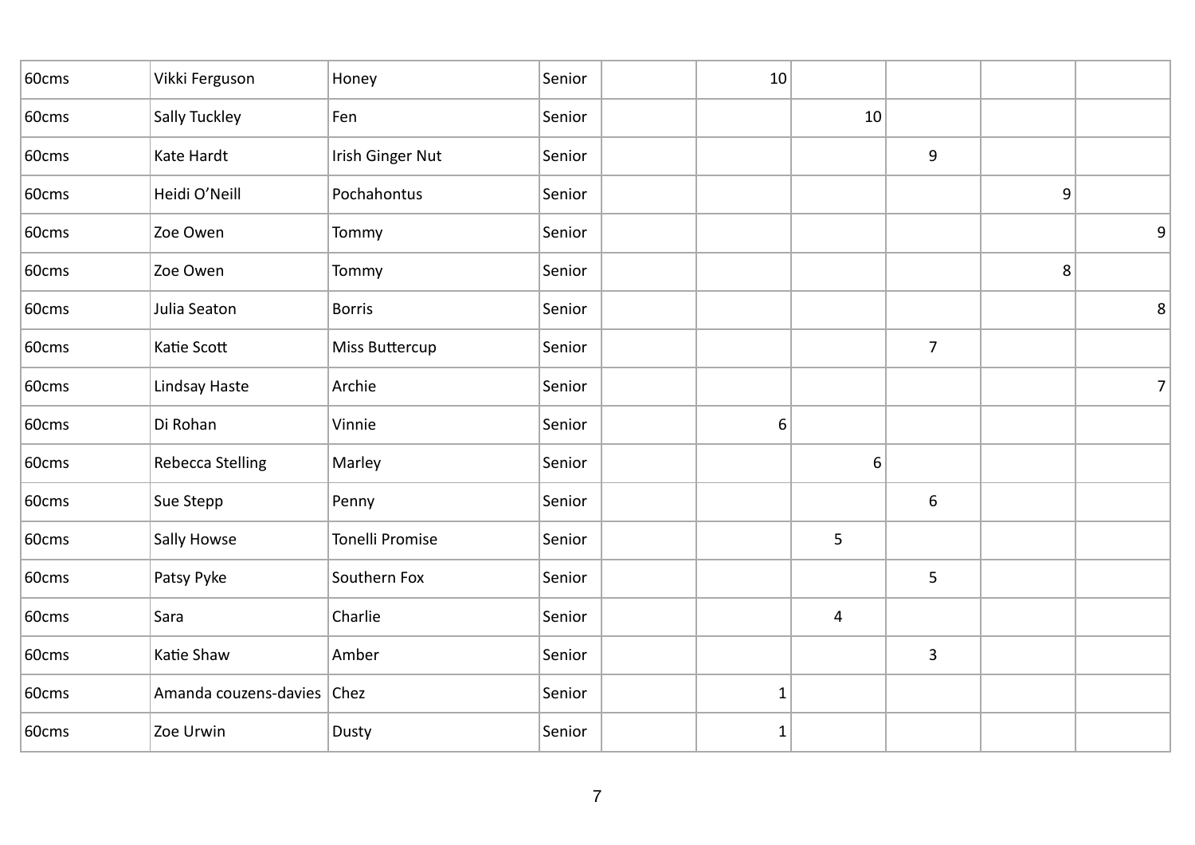| | | | | | | | | | |
|---|---|---|---|---|---|---|---|---|---|
| 60cms | Vikki Ferguson | Honey | Senior | | 10 | | | | |
| 60cms | Sally Tuckley | Fen | Senior | | | 10 | | | |
| 60cms | Kate Hardt | Irish Ginger Nut | Senior | | | | 9 | | |
| 60cms | Heidi O'Neill | Pochahontus | Senior | | | | | 9 | |
| 60cms | Zoe Owen | Tommy | Senior | | | | | | 9 |
| 60cms | Zoe Owen | Tommy | Senior | | | | | 8 | |
| 60cms | Julia Seaton | Borris | Senior | | | | | | 8 |
| 60cms | Katie Scott | Miss Buttercup | Senior | | | | 7 | | |
| 60cms | Lindsay Haste | Archie | Senior | | | | | | 7 |
| 60cms | Di Rohan | Vinnie | Senior | | 6 | | | | |
| 60cms | Rebecca Stelling | Marley | Senior | | | 6 | | | |
| 60cms | Sue Stepp | Penny | Senior | | | | 6 | | |
| 60cms | Sally Howse | Tonelli Promise | Senior | | | 5 | | | |
| 60cms | Patsy Pyke | Southern Fox | Senior | | | | 5 | | |
| 60cms | Sara | Charlie | Senior | | | 4 | | | |
| 60cms | Katie Shaw | Amber | Senior | | | | 3 | | |
| 60cms | Amanda couzens-davies | Chez | Senior | | 1 | | | | |
| 60cms | Zoe Urwin | Dusty | Senior | | 1 | | | | |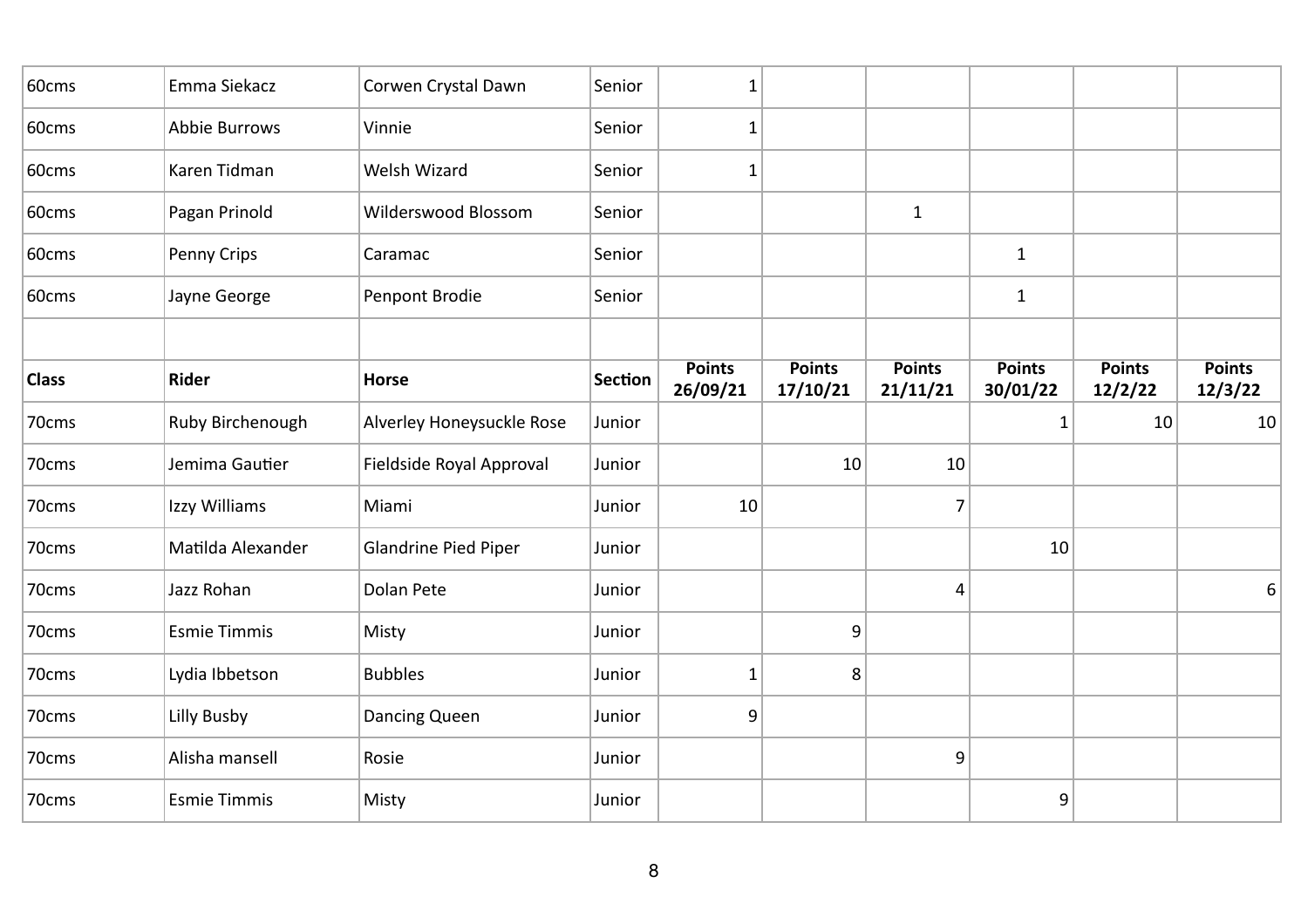| | | | | | | | | | |
|---|---|---|---|---|---|---|---|---|---|
| 60cms | Emma Siekacz | Corwen Crystal Dawn | Senior | 1 | | | | | |
| 60cms | Abbie Burrows | Vinnie | Senior | 1 | | | | | |
| 60cms | Karen Tidman | Welsh Wizard | Senior | 1 | | | | | |
| 60cms | Pagan Prinold | Wilderswood Blossom | Senior | | | 1 | | | |
| 60cms | Penny Crips | Caramac | Senior | | | | 1 | | |
| 60cms | Jayne George | Penpont Brodie | Senior | | | | 1 | | |
| | | | | | | | | | |
| **Class** | **Rider** | **Horse** | **Section** | **Points 26/09/21** | **Points 17/10/21** | **Points 21/11/21** | **Points 30/01/22** | **Points 12/2/22** | **Points 12/3/22** |
| 70cms | Ruby Birchenough | Alverley Honeysuckle Rose | Junior | | | | 1 | 10 | 10 |
| 70cms | Jemima Gautier | Fieldside Royal Approval | Junior | | 10 | 10 | | | |
| 70cms | Izzy Williams | Miami | Junior | 10 | | 7 | | | |
| 70cms | Matilda Alexander | Glandrine Pied Piper | Junior | | | | 10 | | |
| 70cms | Jazz Rohan | Dolan Pete | Junior | | | 4 | | | 6 |
| 70cms | Esmie Timmis | Misty | Junior | | 9 | | | | |
| 70cms | Lydia Ibbetson | Bubbles | Junior | 1 | 8 | | | | |
| 70cms | Lilly Busby | Dancing Queen | Junior | 9 | | | | | |
| 70cms | Alisha mansell | Rosie | Junior | | | 9 | | | |
| 70cms | Esmie Timmis | Misty | Junior | | | | 9 | | |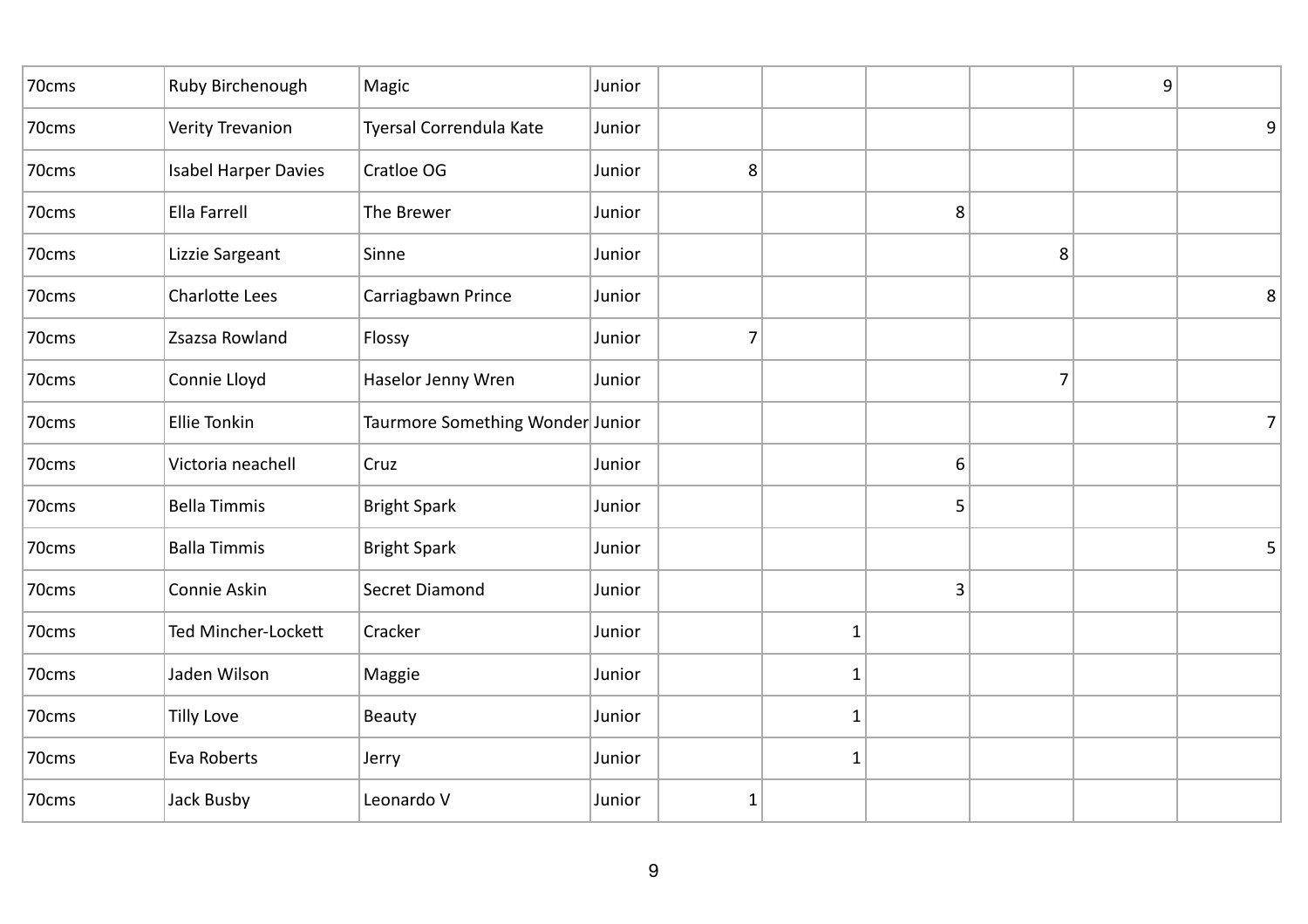| | | | | | | | | | |
|---|---|---|---|---|---|---|---|---|---|
| 70cms | Ruby Birchenough | Magic | Junior | | | | | 9 | |
| 70cms | Verity Trevanion | Tyersal Correndula Kate | Junior | | | | | | 9 |
| 70cms | Isabel Harper Davies | Cratloe OG | Junior | 8 | | | | | |
| 70cms | Ella Farrell | The Brewer | Junior | | | 8 | | | |
| 70cms | Lizzie Sargeant | Sinne | Junior | | | | 8 | | |
| 70cms | Charlotte Lees | Carriagbawn Prince | Junior | | | | | | 8 |
| 70cms | Zsazsa Rowland | Flossy | Junior | 7 | | | | | |
| 70cms | Connie Lloyd | Haselor Jenny Wren | Junior | | | | 7 | | |
| 70cms | Ellie Tonkin | Taurmore Something Wonder | Junior | | | | | | 7 |
| 70cms | Victoria neachell | Cruz | Junior | | | 6 | | | |
| 70cms | Bella Timmis | Bright Spark | Junior | | | 5 | | | |
| 70cms | Balla Timmis | Bright Spark | Junior | | | | | | 5 |
| 70cms | Connie Askin | Secret Diamond | Junior | | | 3 | | | |
| 70cms | Ted Mincher-Lockett | Cracker | Junior | | 1 | | | | |
| 70cms | Jaden Wilson | Maggie | Junior | | 1 | | | | |
| 70cms | Tilly Love | Beauty | Junior | | 1 | | | | |
| 70cms | Eva Roberts | Jerry | Junior | | 1 | | | | |
| 70cms | Jack Busby | Leonardo V | Junior | 1 | | | | | |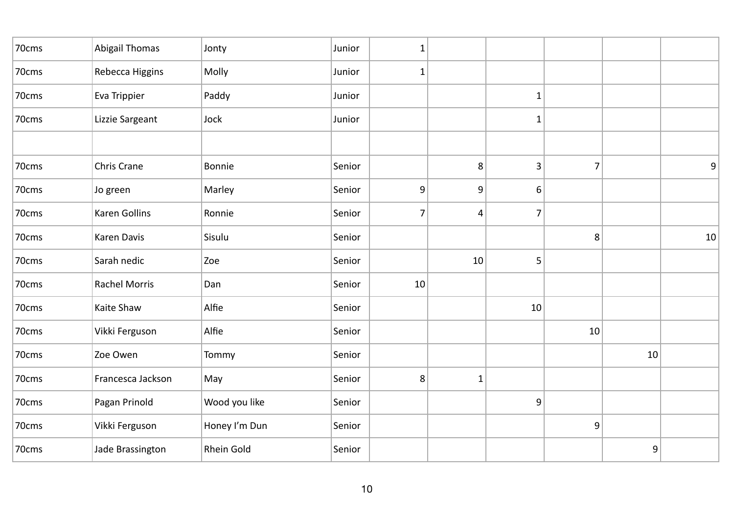| | | | | | | | | | |
|---|---|---|---|---|---|---|---|---|---|
| 70cms | Abigail Thomas | Jonty | Junior | 1 | | | | | |
| 70cms | Rebecca Higgins | Molly | Junior | 1 | | | | | |
| 70cms | Eva Trippier | Paddy | Junior | | | 1 | | | |
| 70cms | Lizzie Sargeant | Jock | Junior | | | 1 | | | |
| | | | | | | | | | |
| 70cms | Chris Crane | Bonnie | Senior | | 8 | 3 | 7 | | 9 |
| 70cms | Jo green | Marley | Senior | 9 | 9 | 6 | | | |
| 70cms | Karen Gollins | Ronnie | Senior | 7 | 4 | 7 | | | |
| 70cms | Karen Davis | Sisulu | Senior | | | | 8 | | 10 |
| 70cms | Sarah nedic | Zoe | Senior | | 10 | 5 | | | |
| 70cms | Rachel Morris | Dan | Senior | 10 | | | | | |
| 70cms | Kaite Shaw | Alfie | Senior | | | 10 | | | |
| 70cms | Vikki Ferguson | Alfie | Senior | | | | 10 | | |
| 70cms | Zoe Owen | Tommy | Senior | | | | | 10 | |
| 70cms | Francesca Jackson | May | Senior | 8 | 1 | | | | |
| 70cms | Pagan Prinold | Wood you like | Senior | | | 9 | | | |
| 70cms | Vikki Ferguson | Honey I'm Dun | Senior | | | | 9 | | |
| 70cms | Jade Brassington | Rhein Gold | Senior | | | | | 9 | |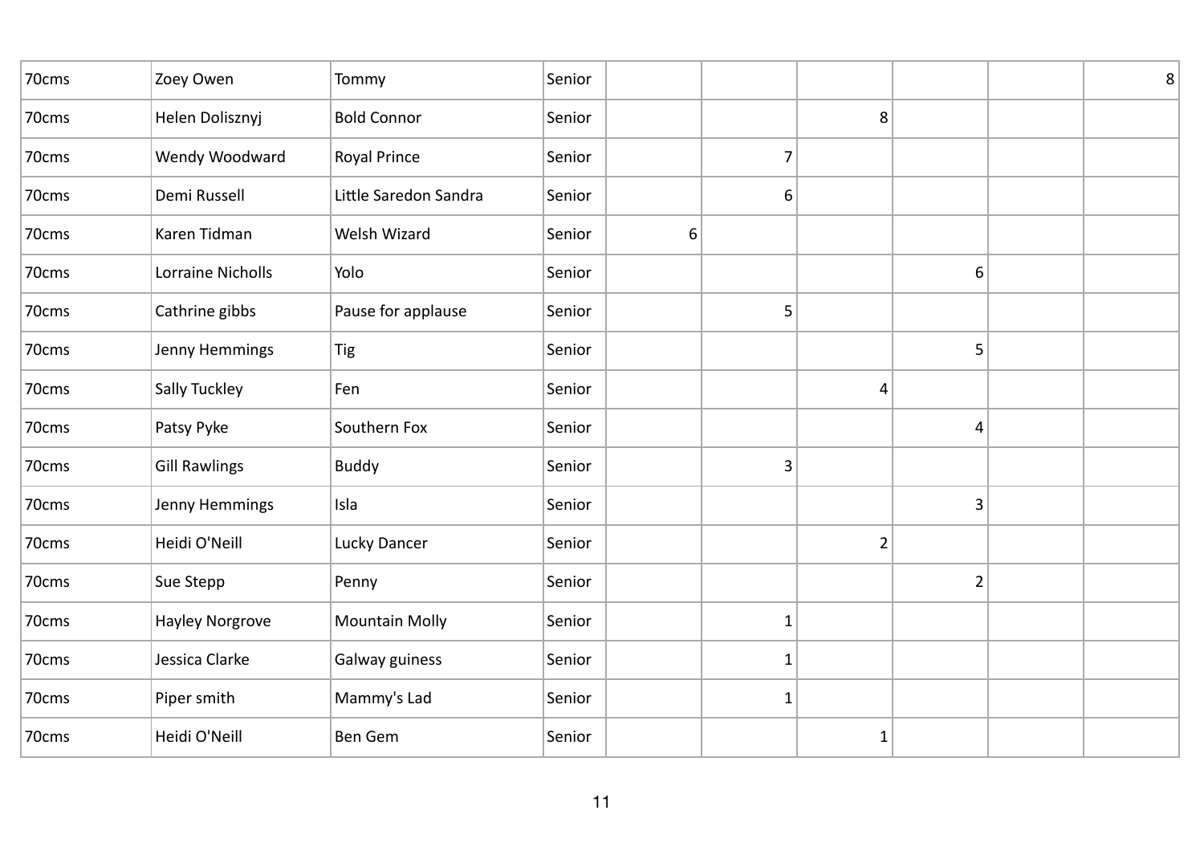| | | | | | | | | | |
|---|---|---|---|---|---|---|---|---|---|
| 70cms | Zoey Owen | Tommy | Senior | | | | | | 8 |
| 70cms | Helen Dolisznyj | Bold Connor | Senior | | | 8 | | | |
| 70cms | Wendy Woodward | Royal Prince | Senior | | 7 | | | | |
| 70cms | Demi Russell | Little Saredon Sandra | Senior | | 6 | | | | |
| 70cms | Karen Tidman | Welsh Wizard | Senior | 6 | | | | | |
| 70cms | Lorraine Nicholls | Yolo | Senior | | | | 6 | | |
| 70cms | Cathrine gibbs | Pause for applause | Senior | | 5 | | | | |
| 70cms | Jenny Hemmings | Tig | Senior | | | | 5 | | |
| 70cms | Sally Tuckley | Fen | Senior | | | 4 | | | |
| 70cms | Patsy Pyke | Southern Fox | Senior | | | | 4 | | |
| 70cms | Gill Rawlings | Buddy | Senior | | 3 | | | | |
| 70cms | Jenny Hemmings | Isla | Senior | | | | 3 | | |
| 70cms | Heidi O'Neill | Lucky Dancer | Senior | | | 2 | | | |
| 70cms | Sue Stepp | Penny | Senior | | | | 2 | | |
| 70cms | Hayley Norgrove | Mountain Molly | Senior | | 1 | | | | |
| 70cms | Jessica Clarke | Galway guiness | Senior | | 1 | | | | |
| 70cms | Piper smith | Mammy's Lad | Senior | | 1 | | | | |
| 70cms | Heidi O'Neill | Ben Gem | Senior | | | 1 | | | |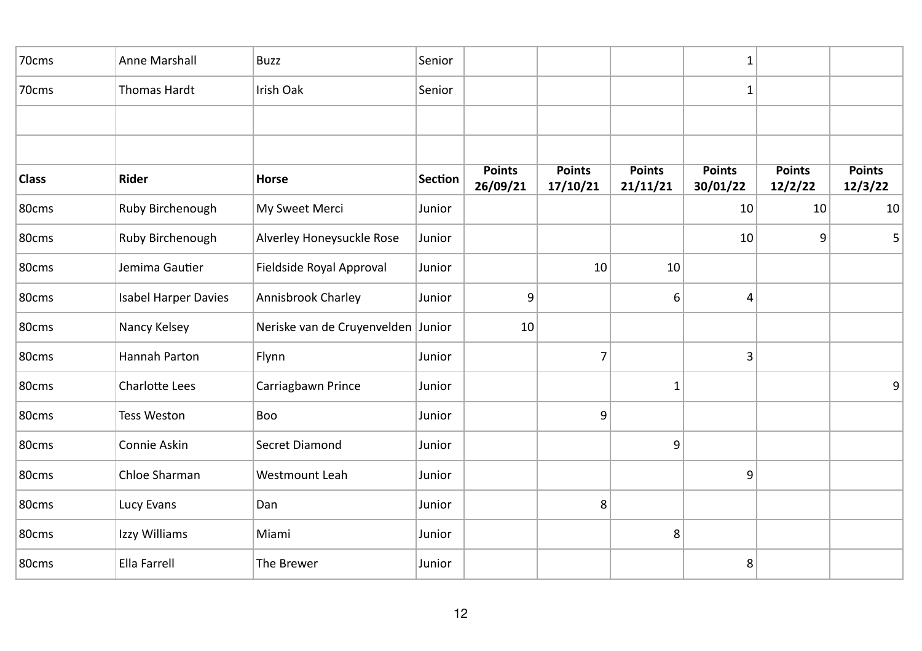| 70cms | Anne Marshall | Buzz | Senior | | | | 1 | | |
|---|---|---|---|---|---|---|---|---|---|
| 70cms | Thomas Hardt | Irish Oak | Senior | | | | 1 | | |
| | | | | | | | | | |
| | | | | | | | | | |
| **Class** | **Rider** | **Horse** | **Section** | **Points 26/09/21** | **Points 17/10/21** | **Points 21/11/21** | **Points 30/01/22** | **Points 12/2/22** | **Points 12/3/22** |
| 80cms | Ruby Birchenough | My Sweet Merci | Junior | | | | 10 | 10 | 10 |
| 80cms | Ruby Birchenough | Alverley Honeysuckle Rose | Junior | | | | 10 | 9 | 5 |
| 80cms | Jemima Gautier | Fieldside Royal Approval | Junior | | 10 | 10 | | | |
| 80cms | Isabel Harper Davies | Annisbrook Charley | Junior | 9 | | 6 | 4 | | |
| 80cms | Nancy Kelsey | Neriske van de Cruyenvelden | Junior | 10 | | | | | |
| 80cms | Hannah Parton | Flynn | Junior | | 7 | | 3 | | |
| 80cms | Charlotte Lees | Carriagbawn Prince | Junior | | | 1 | | | 9 |
| 80cms | Tess Weston | Boo | Junior | | 9 | | | | |
| 80cms | Connie Askin | Secret Diamond | Junior | | | 9 | | | |
| 80cms | Chloe Sharman | Westmount Leah | Junior | | | | 9 | | |
| 80cms | Lucy Evans | Dan | Junior | | 8 | | | | |
| 80cms | Izzy Williams | Miami | Junior | | | 8 | | | |
| 80cms | Ella Farrell | The Brewer | Junior | | | | 8 | | |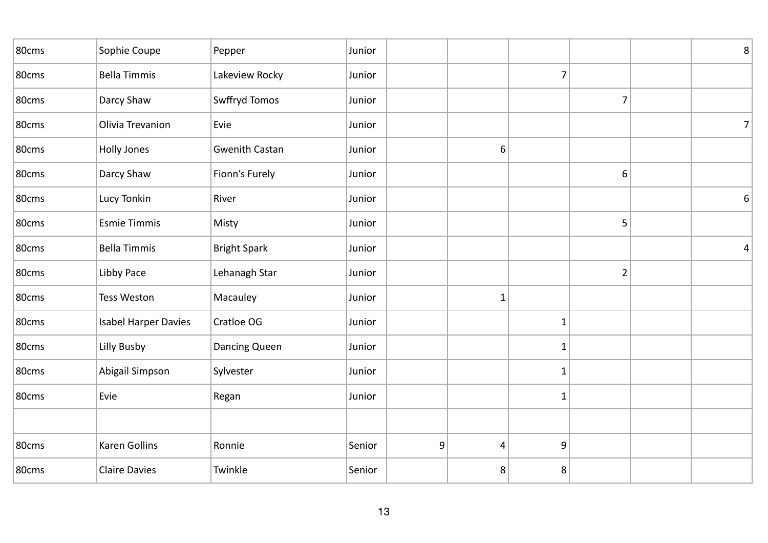| | | | | | | | | | |
|---|---|---|---|---|---|---|---|---|---|
| 80cms | Sophie Coupe | Pepper | Junior | | | | | | 8 |
| 80cms | Bella Timmis | Lakeview Rocky | Junior | | | 7 | | | |
| 80cms | Darcy Shaw | Swffryd Tomos | Junior | | | | 7 | | |
| 80cms | Olivia Trevanion | Evie | Junior | | | | | | 7 |
| 80cms | Holly Jones | Gwenith Castan | Junior | | 6 | | | | |
| 80cms | Darcy Shaw | Fionn's Furely | Junior | | | | 6 | | |
| 80cms | Lucy Tonkin | River | Junior | | | | | | 6 |
| 80cms | Esmie Timmis | Misty | Junior | | | | 5 | | |
| 80cms | Bella Timmis | Bright Spark | Junior | | | | | | 4 |
| 80cms | Libby Pace | Lehanagh Star | Junior | | | | 2 | | |
| 80cms | Tess Weston | Macauley | Junior | | 1 | | | | |
| 80cms | Isabel Harper Davies | Cratloe OG | Junior | | | 1 | | | |
| 80cms | Lilly Busby | Dancing Queen | Junior | | | 1 | | | |
| 80cms | Abigail Simpson | Sylvester | Junior | | | 1 | | | |
| 80cms | Evie | Regan | Junior | | | 1 | | | |
| | | | | | | | | | |
| 80cms | Karen Gollins | Ronnie | Senior | 9 | 4 | 9 | | | |
| 80cms | Claire Davies | Twinkle | Senior | | 8 | 8 | | | |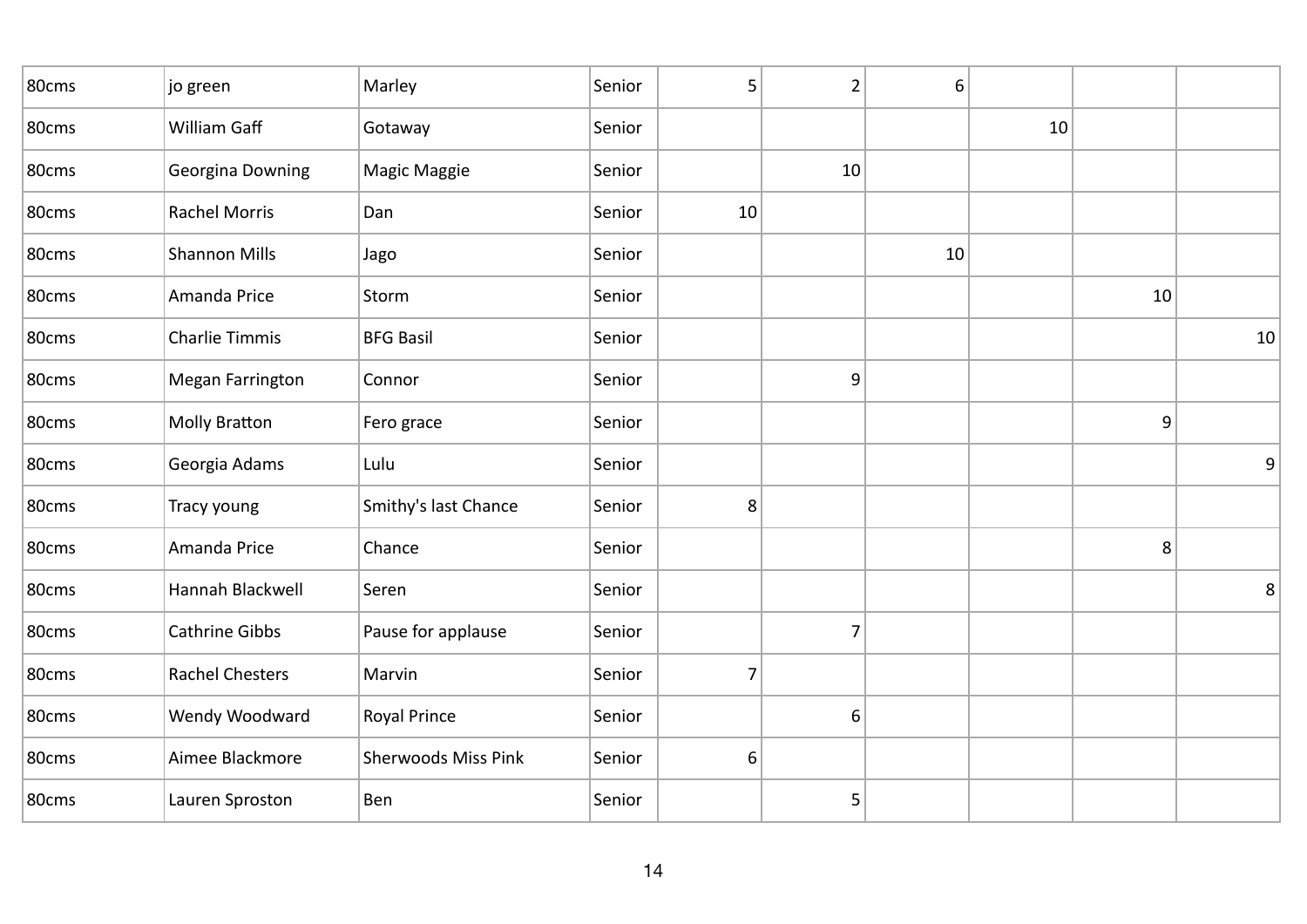| | | | | | | | | | |
|---|---|---|---|---|---|---|---|---|---|
| 80cms | jo green | Marley | Senior | 5 | 2 | 6 | | | |
| 80cms | William Gaff | Gotaway | Senior | | | | 10 | | |
| 80cms | Georgina Downing | Magic Maggie | Senior | | 10 | | | | |
| 80cms | Rachel Morris | Dan | Senior | 10 | | | | | |
| 80cms | Shannon Mills | Jago | Senior | | | 10 | | | |
| 80cms | Amanda Price | Storm | Senior | | | | | 10 | |
| 80cms | Charlie Timmis | BFG Basil | Senior | | | | | | 10 |
| 80cms | Megan Farrington | Connor | Senior | | 9 | | | | |
| 80cms | Molly Bratton | Fero grace | Senior | | | | | 9 | |
| 80cms | Georgia Adams | Lulu | Senior | | | | | | 9 |
| 80cms | Tracy young | Smithy's last Chance | Senior | 8 | | | | | |
| 80cms | Amanda Price | Chance | Senior | | | | | 8 | |
| 80cms | Hannah Blackwell | Seren | Senior | | | | | | 8 |
| 80cms | Cathrine Gibbs | Pause for applause | Senior | | 7 | | | | |
| 80cms | Rachel Chesters | Marvin | Senior | 7 | | | | | |
| 80cms | Wendy Woodward | Royal Prince | Senior | | 6 | | | | |
| 80cms | Aimee Blackmore | Sherwoods Miss Pink | Senior | 6 | | | | | |
| 80cms | Lauren Sproston | Ben | Senior | | 5 | | | | |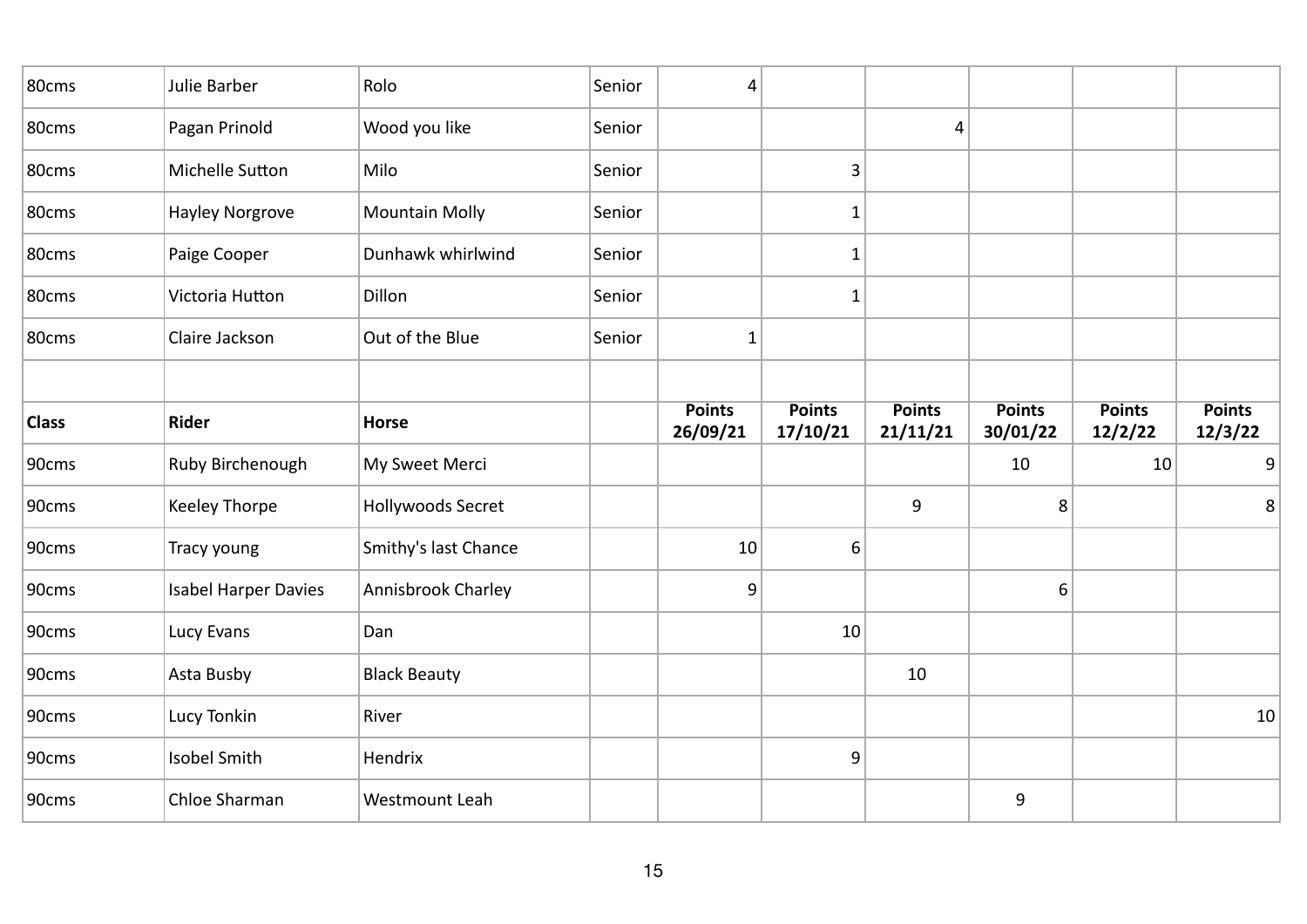| 80cms | Julie Barber | Rolo | Senior | 4 | | | | | |
|---|---|---|---|---|---|---|---|---|---|
| 80cms | Pagan Prinold | Wood you like | Senior | | | 4 | | | |
| 80cms | Michelle Sutton | Milo | Senior | | 3 | | | | |
| 80cms | Hayley Norgrove | Mountain Molly | Senior | | 1 | | | | |
| 80cms | Paige Cooper | Dunhawk whirlwind | Senior | | 1 | | | | |
| 80cms | Victoria Hutton | Dillon | Senior | | 1 | | | | |
| 80cms | Claire Jackson | Out of the Blue | Senior | 1 | | | | | |
| | | | | | | | | | |
| **Class** | **Rider** | **Horse** | | **Points 26/09/21** | **Points 17/10/21** | **Points 21/11/21** | **Points 30/01/22** | **Points 12/2/22** | **Points 12/3/22** |
| 90cms | Ruby Birchenough | My Sweet Merci | | | | | 10 | 10 | 9 |
| 90cms | Keeley Thorpe | Hollywoods Secret | | | | 9 | 8 | | 8 |
| 90cms | Tracy young | Smithy's last Chance | | 10 | 6 | | | | |
| 90cms | Isabel Harper Davies | Annisbrook Charley | | 9 | | | 6 | | |
| 90cms | Lucy Evans | Dan | | | 10 | | | | |
| 90cms | Asta Busby | Black Beauty | | | | 10 | | | |
| 90cms | Lucy Tonkin | River | | | | | | | 10 |
| 90cms | Isobel Smith | Hendrix | | | 9 | | | | |
| 90cms | Chloe Sharman | Westmount Leah | | | | | 9 | | |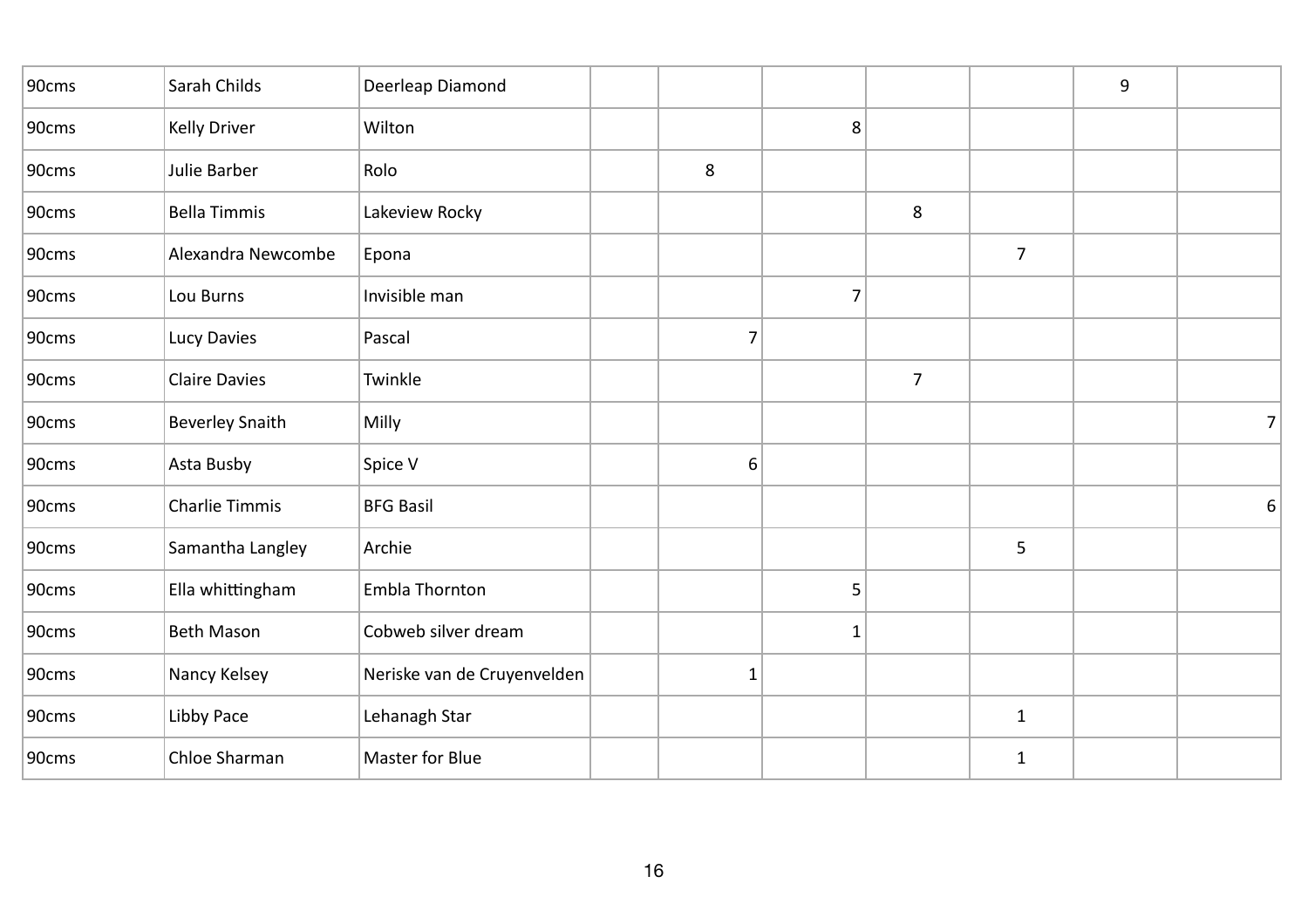| | | | | | | | | | |
|---|---|---|---|---|---|---|---|---|---|
| 90cms | Sarah Childs | Deerleap Diamond | | | | | | 9 | |
| 90cms | Kelly Driver | Wilton | | | 8 | | | | |
| 90cms | Julie Barber | Rolo | | 8 | | | | | |
| 90cms | Bella Timmis | Lakeview Rocky | | | | 8 | | | |
| 90cms | Alexandra Newcombe | Epona | | | | | 7 | | |
| 90cms | Lou Burns | Invisible man | | | 7 | | | | |
| 90cms | Lucy Davies | Pascal | | 7 | | | | | |
| 90cms | Claire Davies | Twinkle | | | | 7 | | | |
| 90cms | Beverley Snaith | Milly | | | | | | | 7 |
| 90cms | Asta Busby | Spice V | | 6 | | | | | |
| 90cms | Charlie Timmis | BFG Basil | | | | | | | 6 |
| 90cms | Samantha Langley | Archie | | | | | 5 | | |
| 90cms | Ella whittingham | Embla Thornton | | | 5 | | | | |
| 90cms | Beth Mason | Cobweb silver dream | | | 1 | | | | |
| 90cms | Nancy Kelsey | Neriske van de Cruyenvelden | | 1 | | | | | |
| 90cms | Libby Pace | Lehanagh Star | | | | | 1 | | |
| 90cms | Chloe Sharman | Master for Blue | | | | | 1 | | |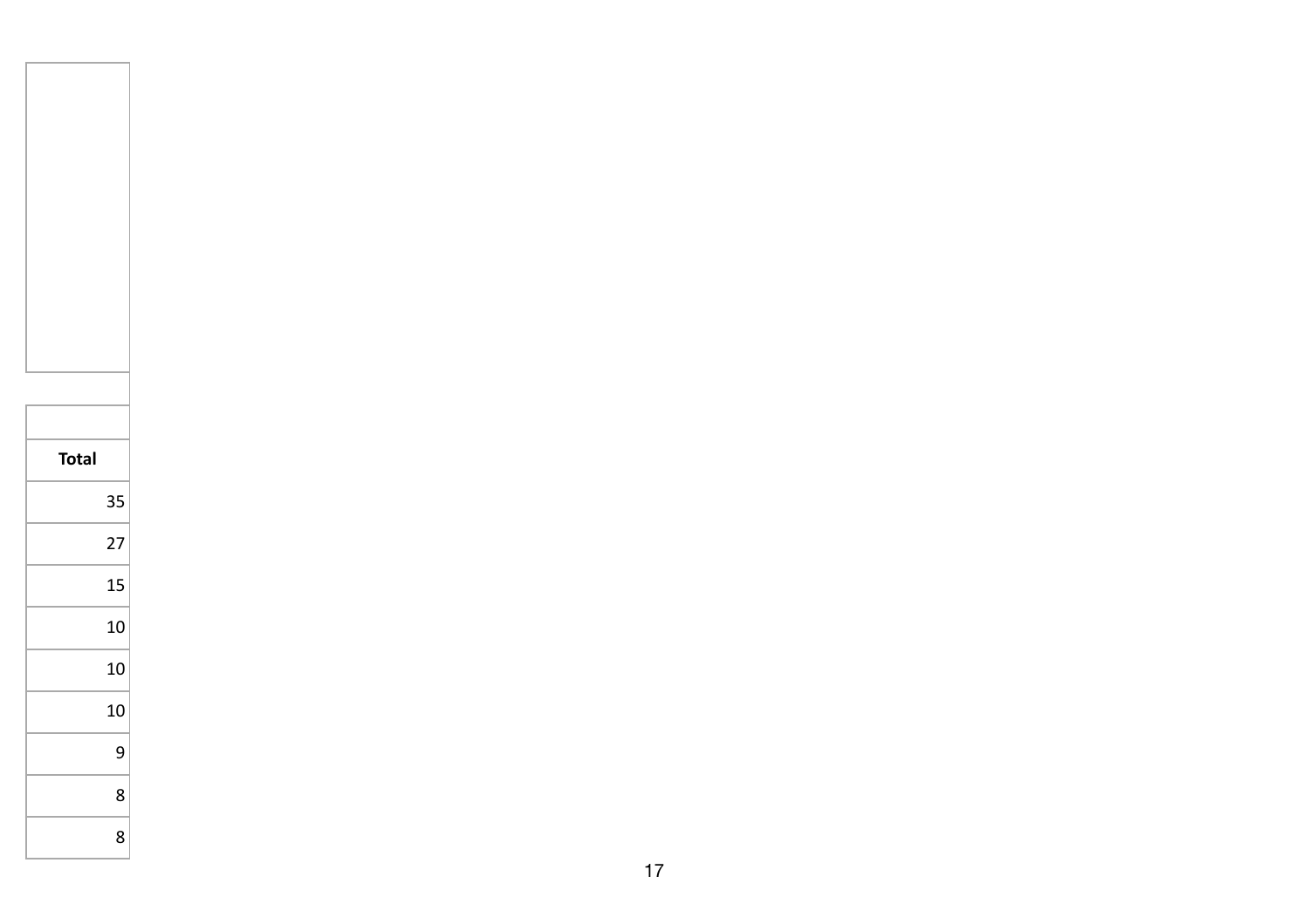| Total |
| ---: |
| 35 |
| 27 |
| 15 |
| 10 |
| 10 |
| 10 |
| 9 |
| 8 |
| 8 |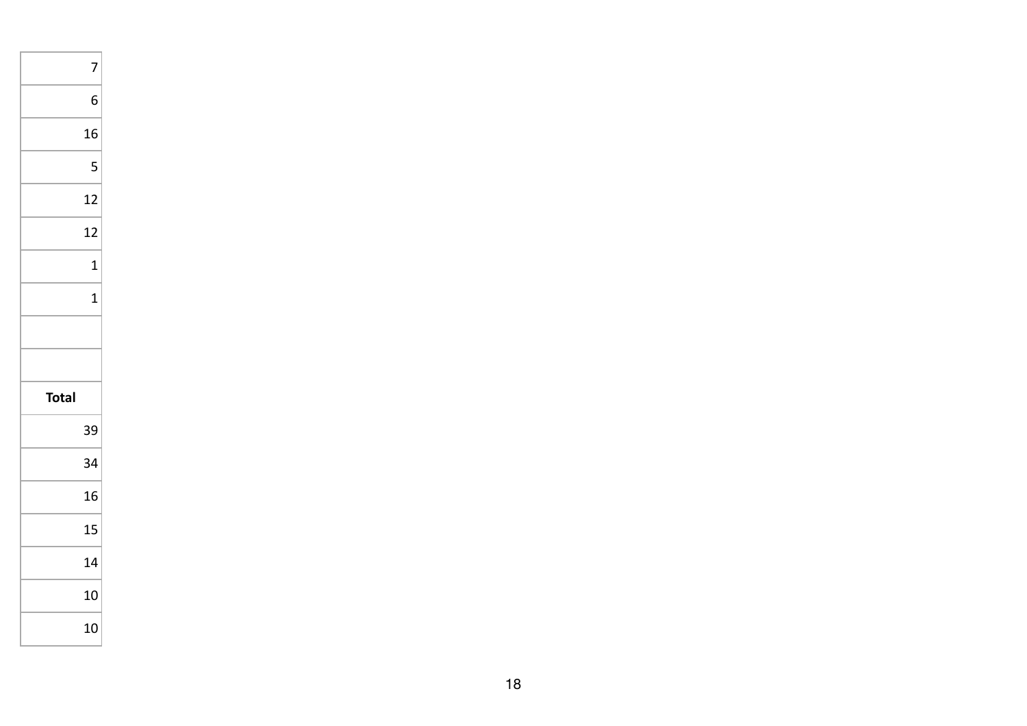| 7 |
| ---: |
| 6 |
| 16 |
| 5 |
| 12 |
| 12 |
| 1 |
| 1 |
| |
| |
| **Total** |
| 39 |
| 34 |
| 16 |
| 15 |
| 14 |
| 10 |
| 10 |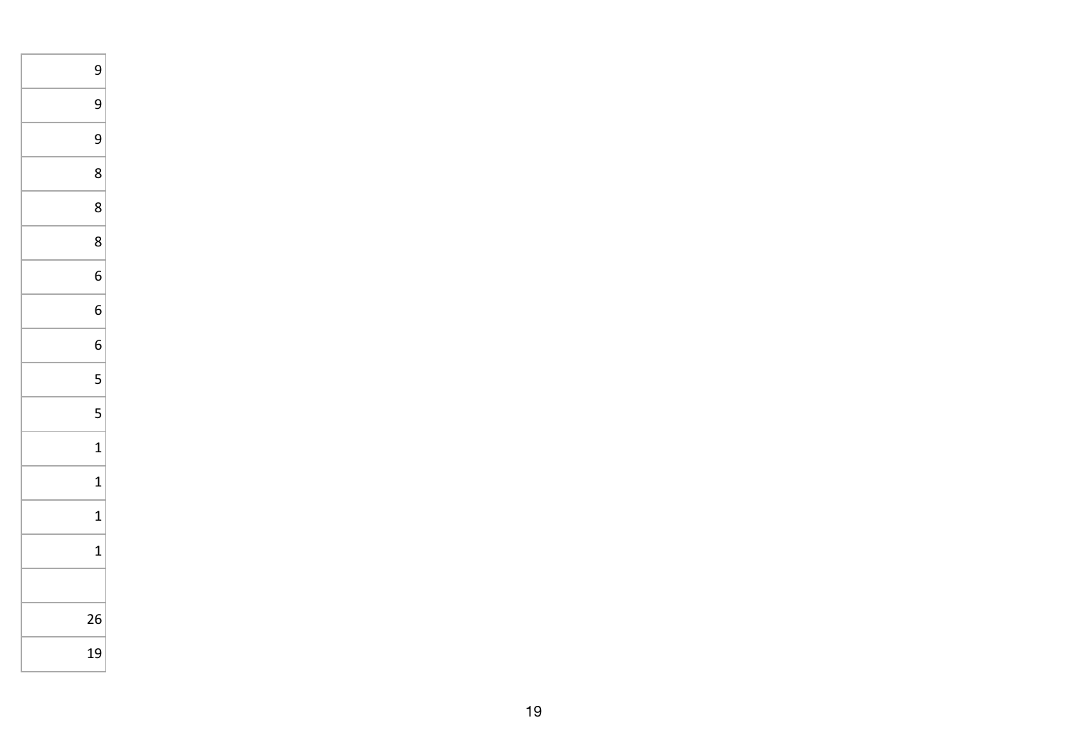| |
|---|
| 9 |
| 9 |
| 9 |
| 8 |
| 8 |
| 8 |
| 6 |
| 6 |
| 6 |
| 5 |
| 5 |
| 1 |
| 1 |
| 1 |
| 1 |
| |
| 26 |
| 19 |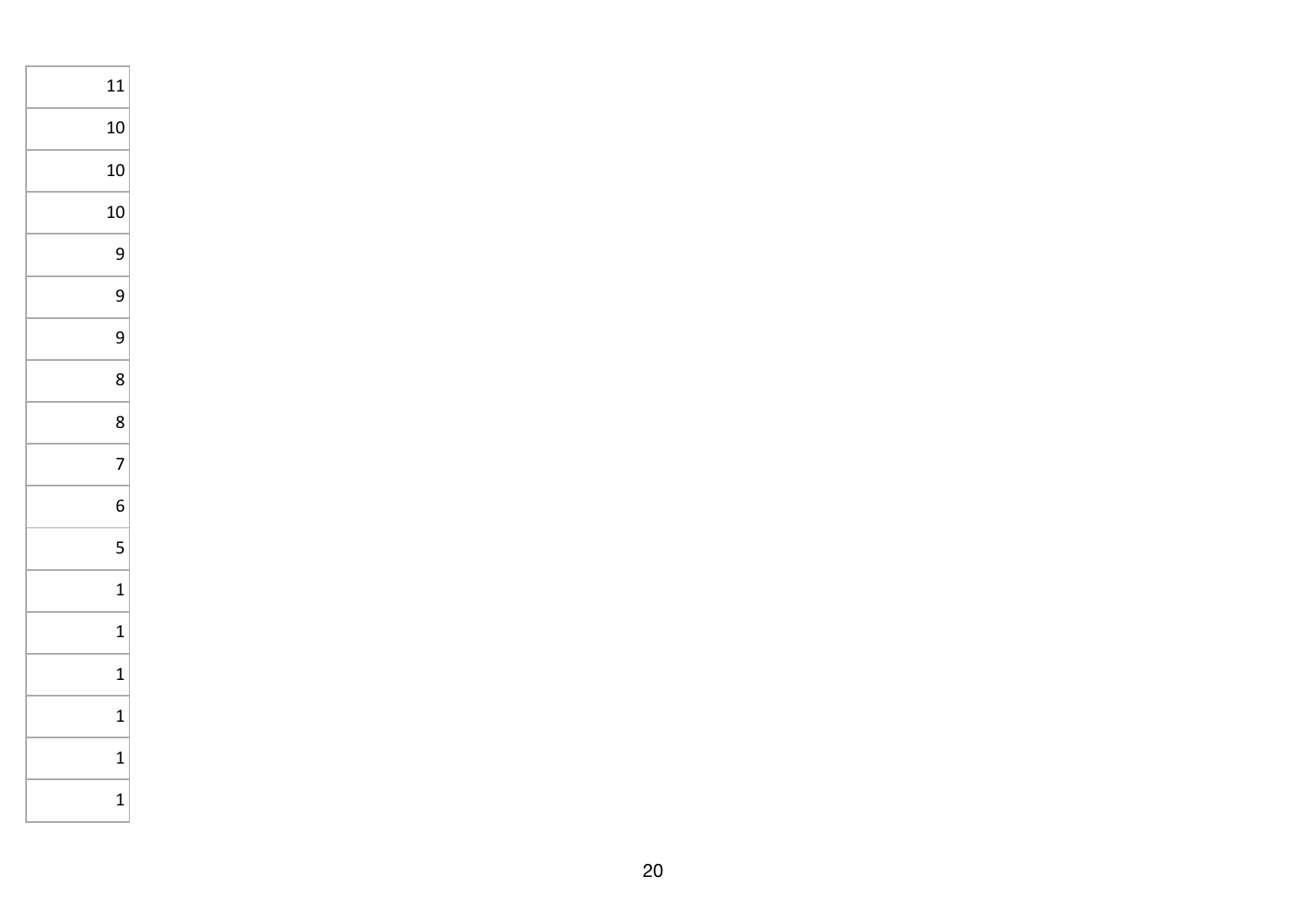| |
|---|
| 11 |
| 10 |
| 10 |
| 10 |
| 9 |
| 9 |
| 9 |
| 8 |
| 8 |
| 7 |
| 6 |
| 5 |
| 1 |
| 1 |
| 1 |
| 1 |
| 1 |
| 1 |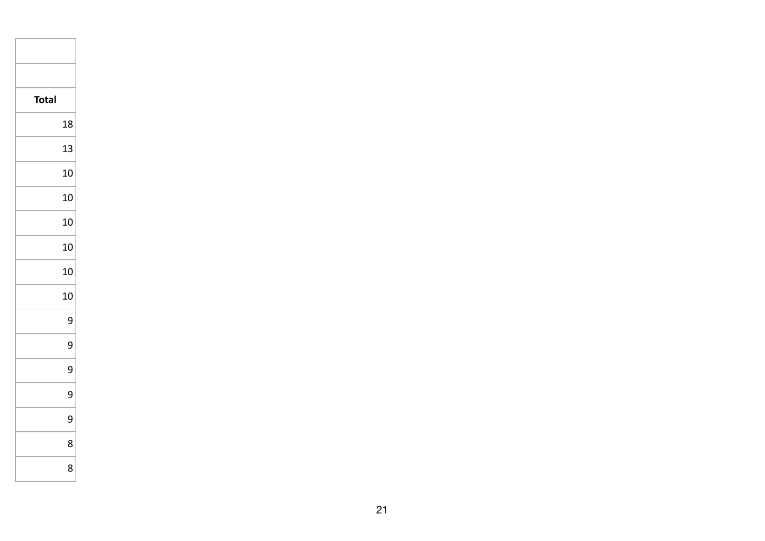| |
|---|
| |
| **Total** |
| 18 |
| 13 |
| 10 |
| 10 |
| 10 |
| 10 |
| 10 |
| 10 |
| 9 |
| 9 |
| 9 |
| 9 |
| 9 |
| 8 |
| 8 |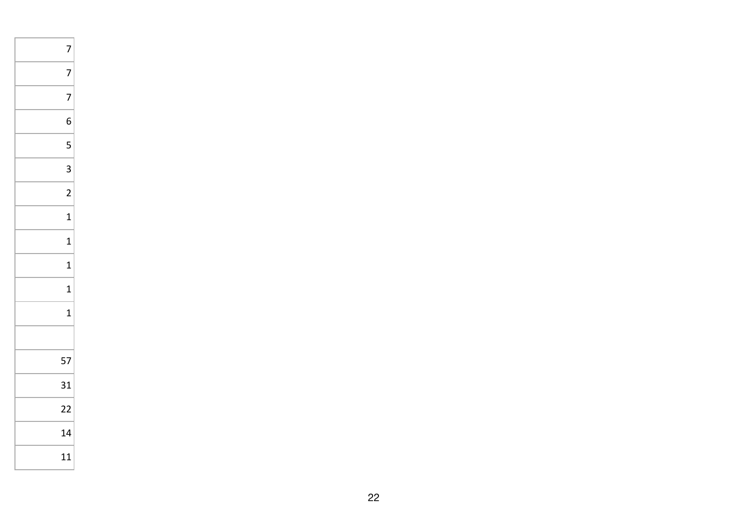| |
|---|
| 7 |
| 7 |
| 7 |
| 6 |
| 5 |
| 3 |
| 2 |
| 1 |
| 1 |
| 1 |
| 1 |
| 1 |
| |
| 57 |
| 31 |
| 22 |
| 14 |
| 11 |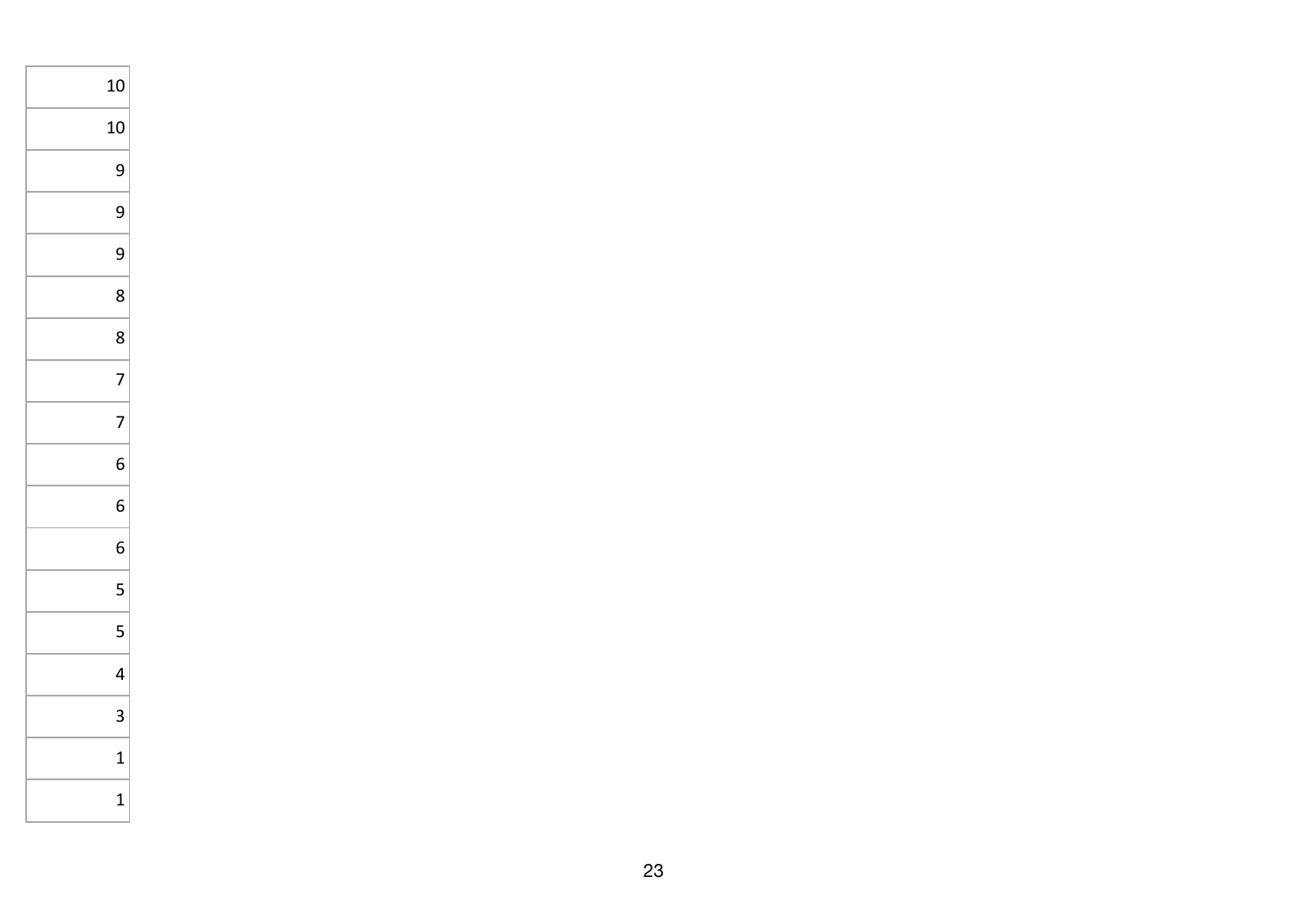| |
|---|
| 10 |
| 10 |
| 9 |
| 9 |
| 9 |
| 8 |
| 8 |
| 7 |
| 7 |
| 6 |
| 6 |
| 6 |
| 5 |
| 5 |
| 4 |
| 3 |
| 1 |
| 1 |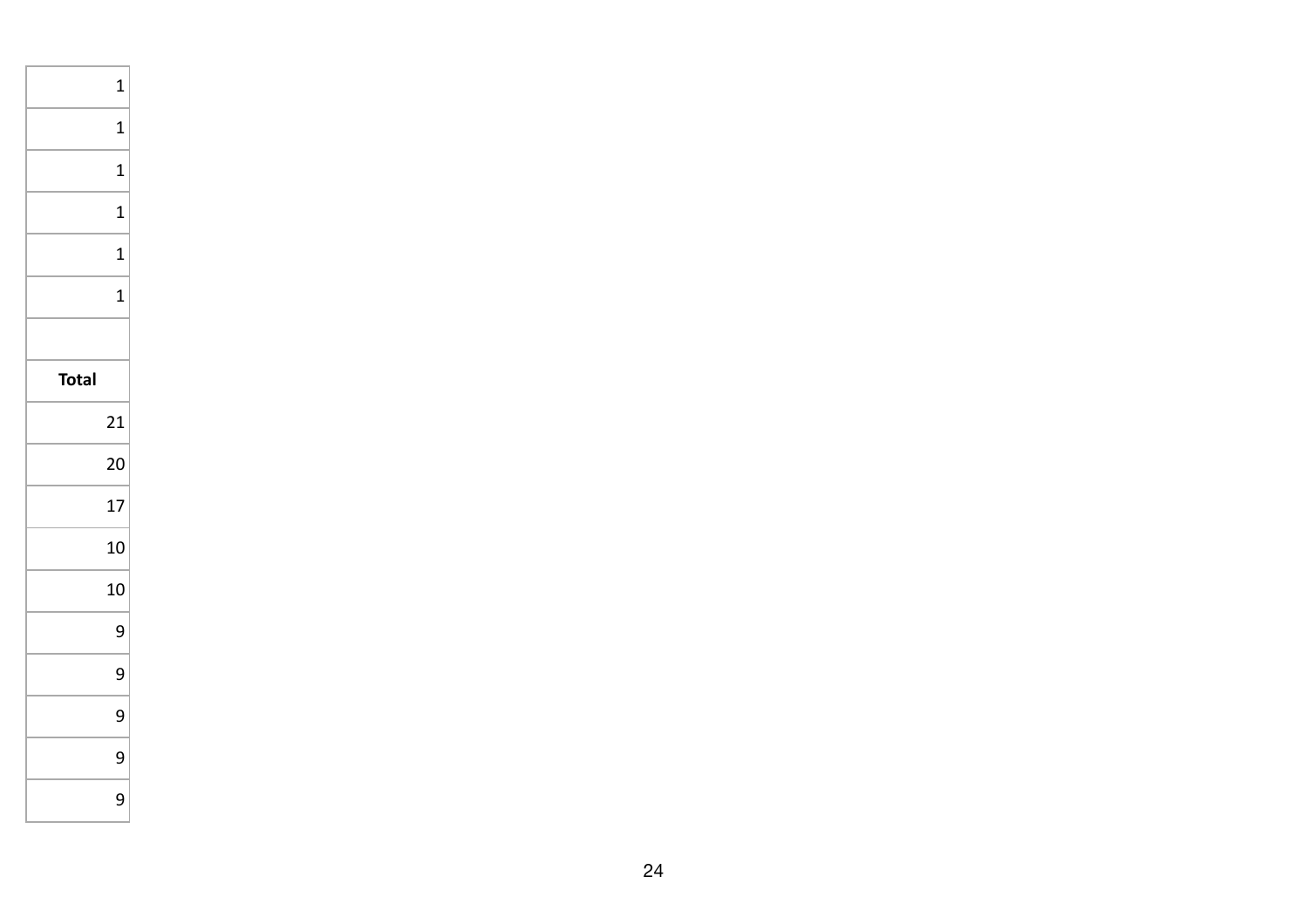| |
|---|
| 1 |
| 1 |
| 1 |
| 1 |
| 1 |
| 1 |
| |
| **Total** |
| 21 |
| 20 |
| 17 |
| 10 |
| 10 |
| 9 |
| 9 |
| 9 |
| 9 |
| 9 |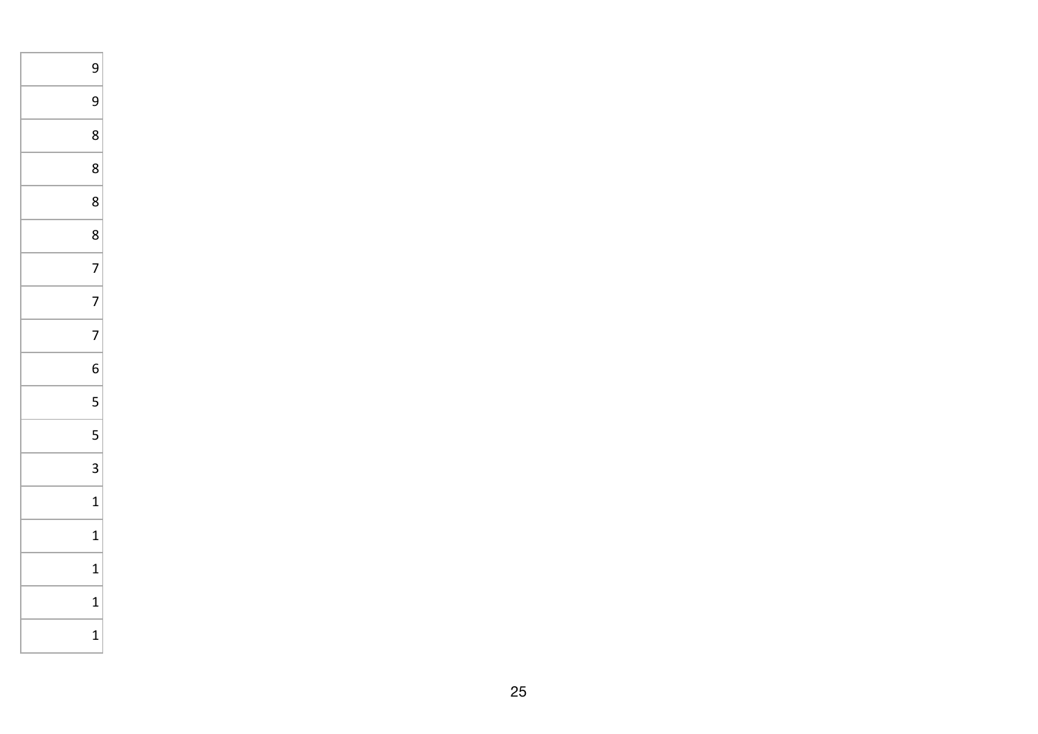| |
|---|
| 9 |
| 9 |
| 8 |
| 8 |
| 8 |
| 8 |
| 7 |
| 7 |
| 7 |
| 6 |
| 5 |
| 5 |
| 3 |
| 1 |
| 1 |
| 1 |
| 1 |
| 1 |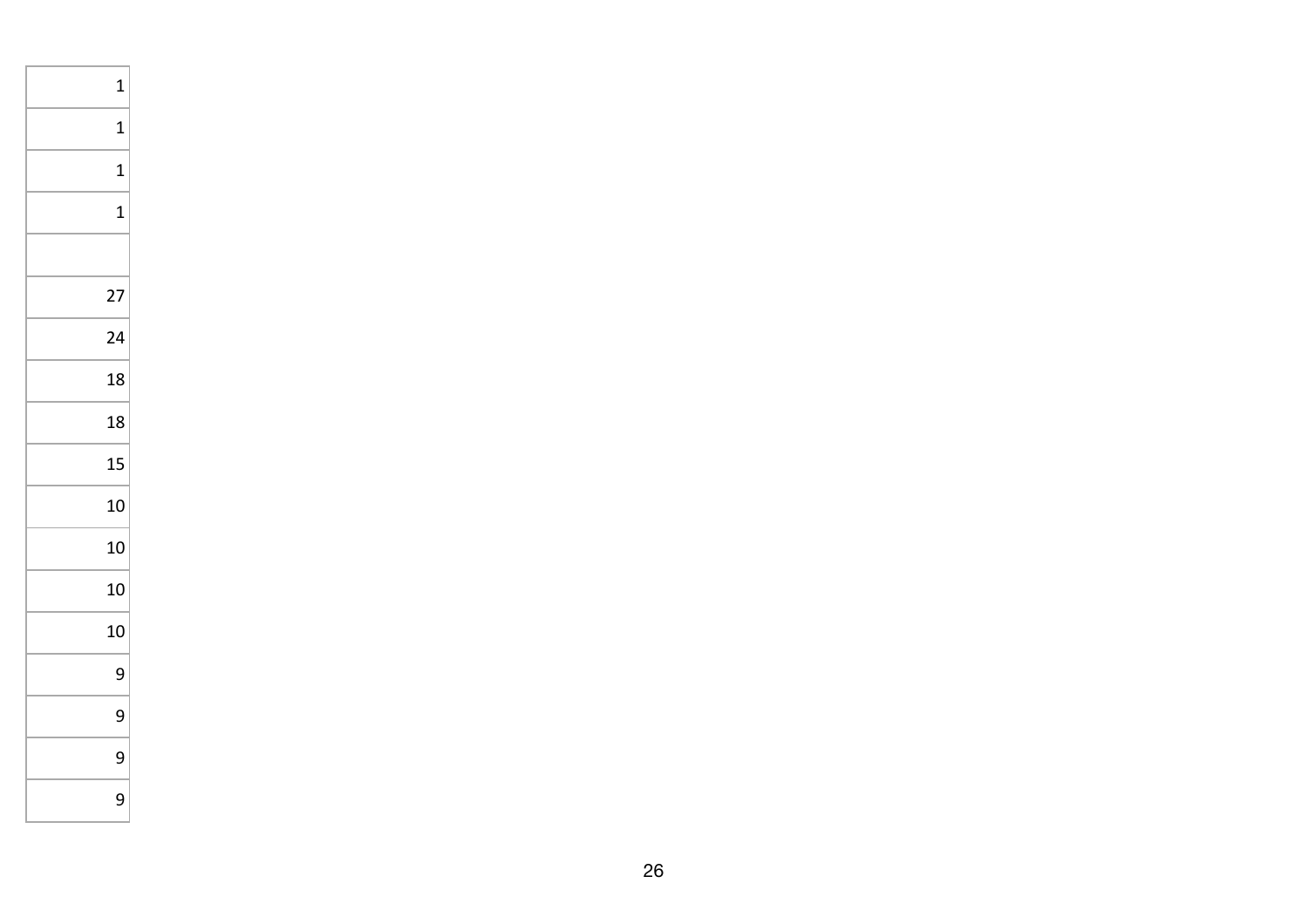| |
|---|
| 1 |
| 1 |
| 1 |
| 1 |
| |
| 27 |
| 24 |
| 18 |
| 18 |
| 15 |
| 10 |
| 10 |
| 10 |
| 10 |
| 9 |
| 9 |
| 9 |
| 9 |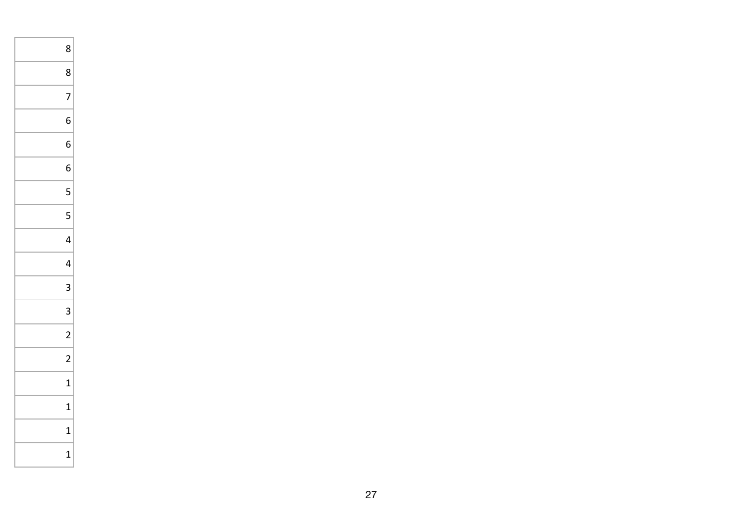| |
|---|
| 8 |
| 8 |
| 7 |
| 6 |
| 6 |
| 6 |
| 5 |
| 5 |
| 4 |
| 4 |
| 3 |
| 3 |
| 2 |
| 2 |
| 1 |
| 1 |
| 1 |
| 1 |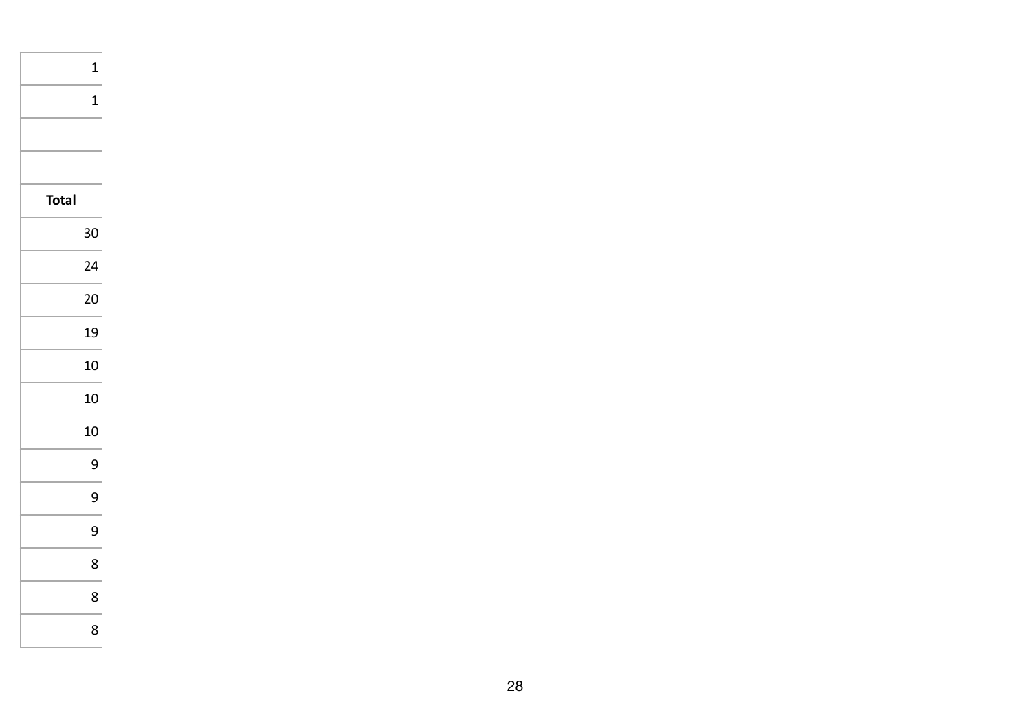| 1 |
| ---: |
| 1 |
| |
| |
| **Total** |
| 30 |
| 24 |
| 20 |
| 19 |
| 10 |
| 10 |
| 10 |
| 9 |
| 9 |
| 9 |
| 8 |
| 8 |
| 8 |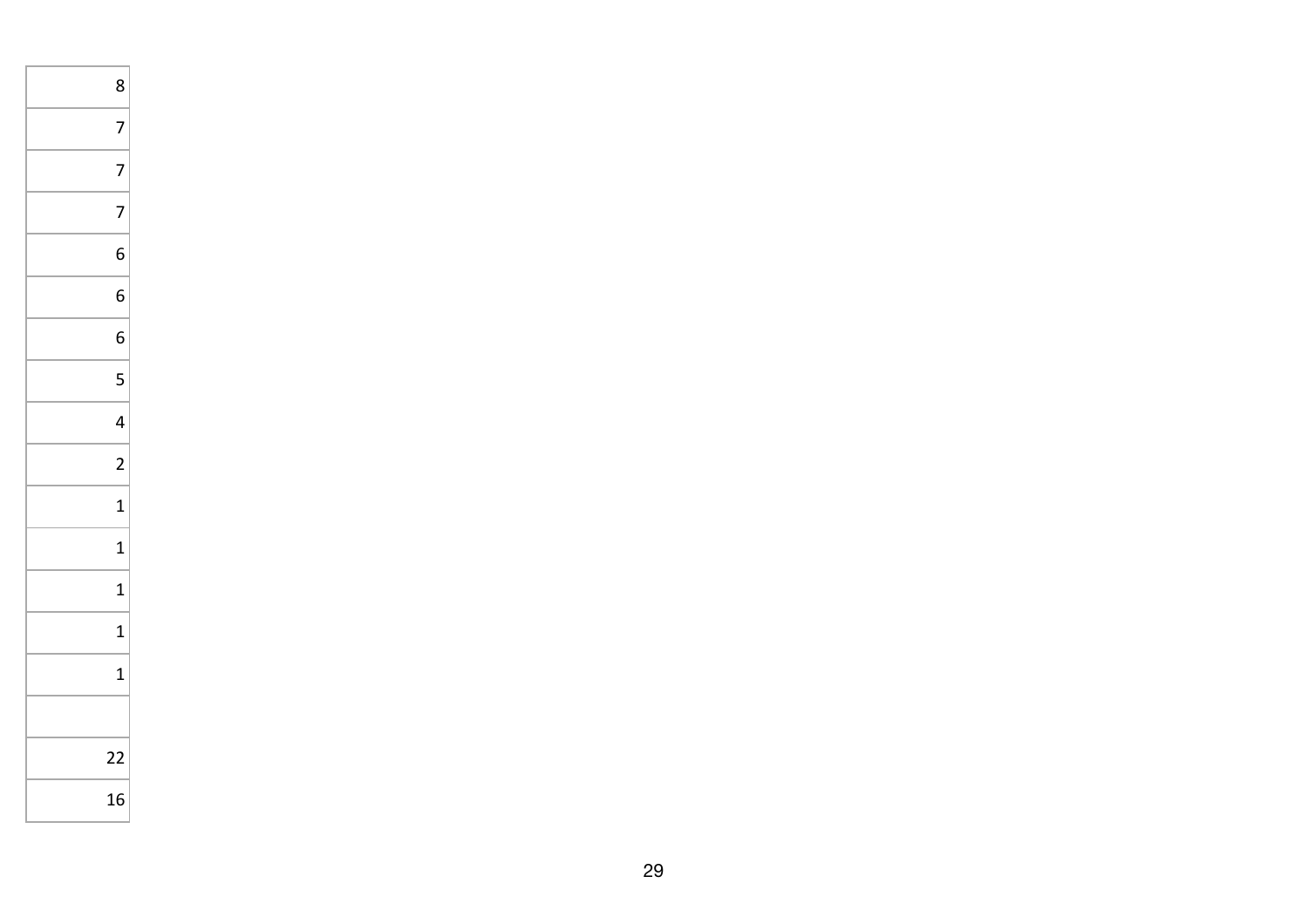| |
|---|
| 8 |
| 7 |
| 7 |
| 7 |
| 6 |
| 6 |
| 6 |
| 5 |
| 4 |
| 2 |
| 1 |
| 1 |
| 1 |
| 1 |
| 1 |
| |
| 22 |
| 16 |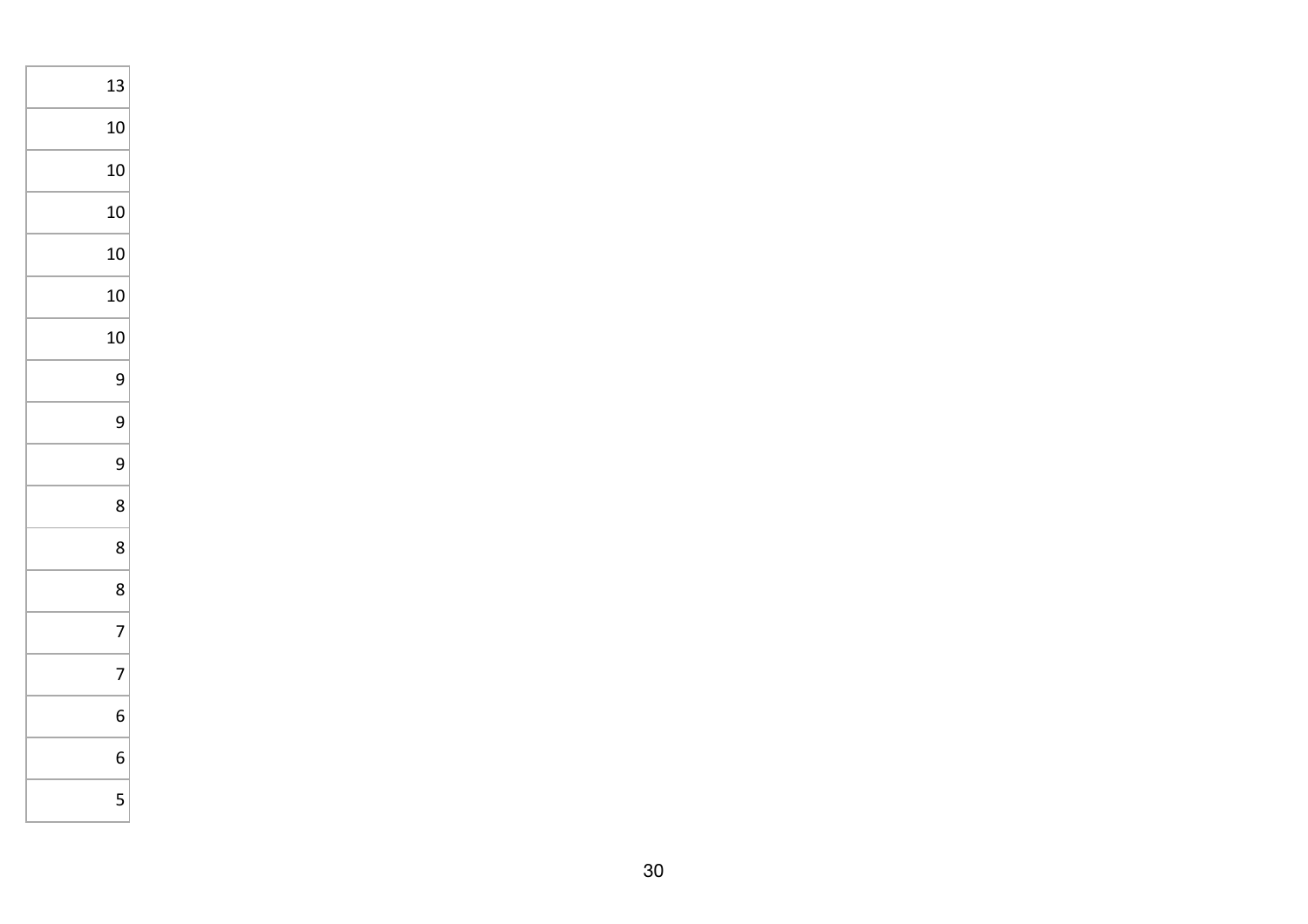| |
|---|
| 13 |
| 10 |
| 10 |
| 10 |
| 10 |
| 10 |
| 10 |
| 9 |
| 9 |
| 9 |
| 8 |
| 8 |
| 8 |
| 7 |
| 7 |
| 6 |
| 6 |
| 5 |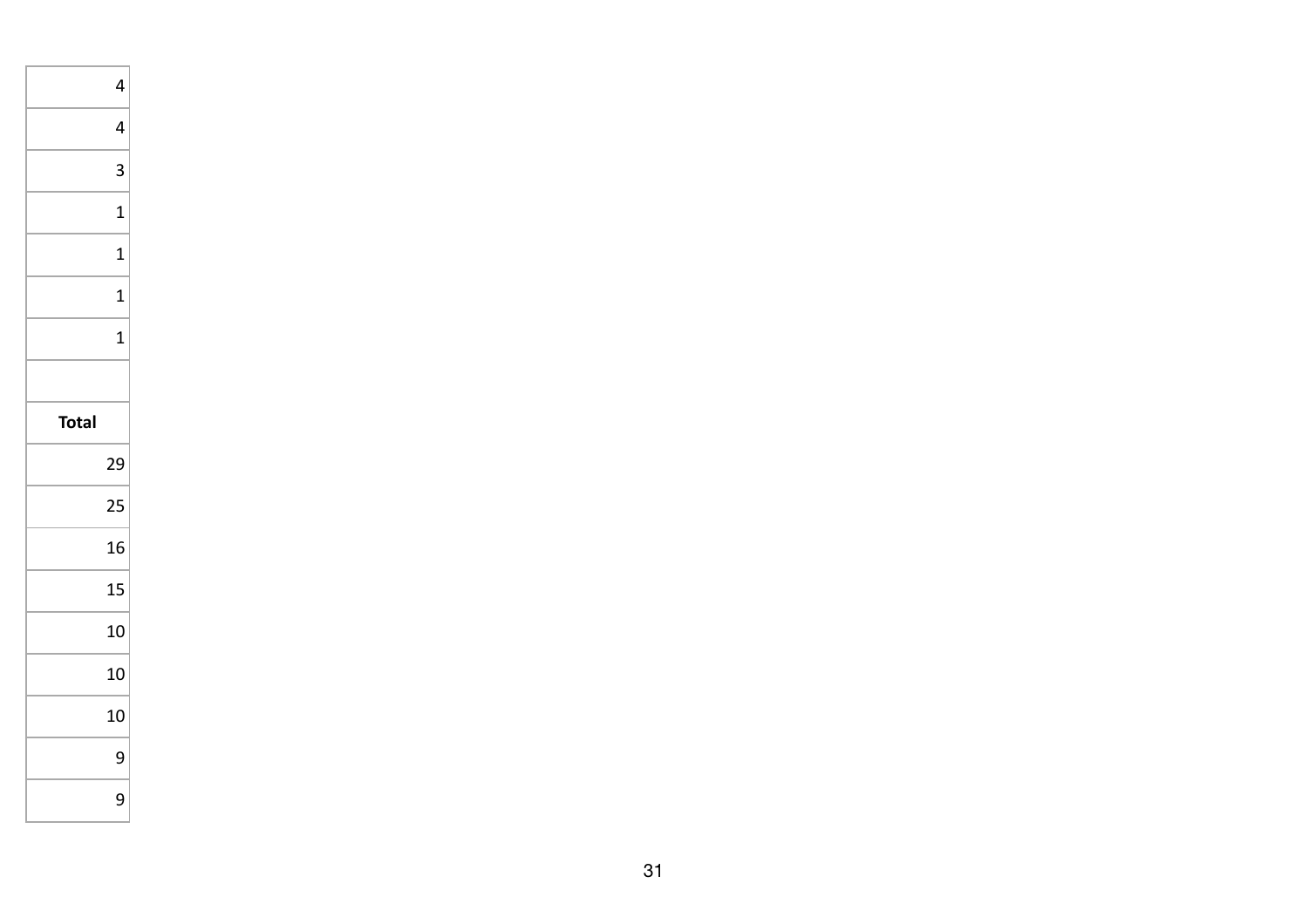| 4 |
| ---: |
| 4 |
| 3 |
| 1 |
| 1 |
| 1 |
| 1 |
| |
| **Total** |
| 29 |
| 25 |
| 16 |
| 15 |
| 10 |
| 10 |
| 10 |
| 9 |
| 9 |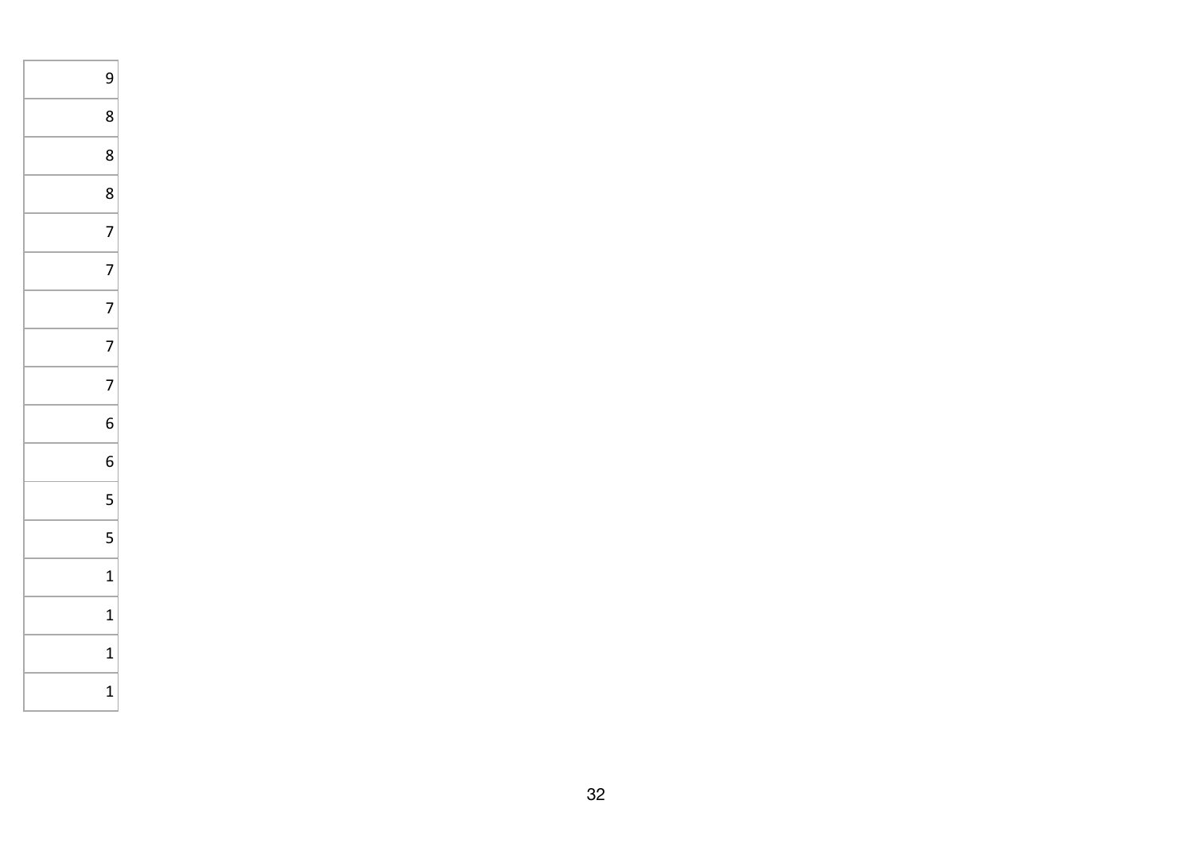| |
|---|
| 9 |
| 8 |
| 8 |
| 8 |
| 7 |
| 7 |
| 7 |
| 7 |
| 7 |
| 6 |
| 6 |
| 5 |
| 5 |
| 1 |
| 1 |
| 1 |
| 1 |